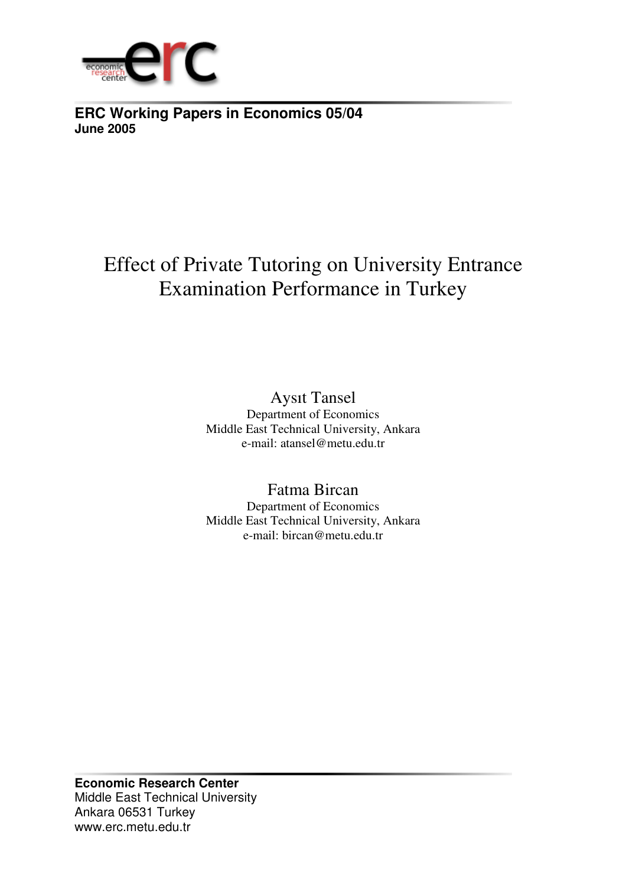**ERC Working Papers in Economics 05/04**
**June 2005**

# Effect of Private Tutoring on University Entrance Examination Performance in Turkey

Aysıt Tansel
Department of Economics
Middle East Technical University, Ankara
e-mail: atansel@metu.edu.tr

Fatma Bircan
Department of Economics
Middle East Technical University, Ankara
e-mail: bircan@metu.edu.tr

**Economic Research Center**
Middle East Technical University
Ankara 06531 Turkey
www.erc.metu.edu.tr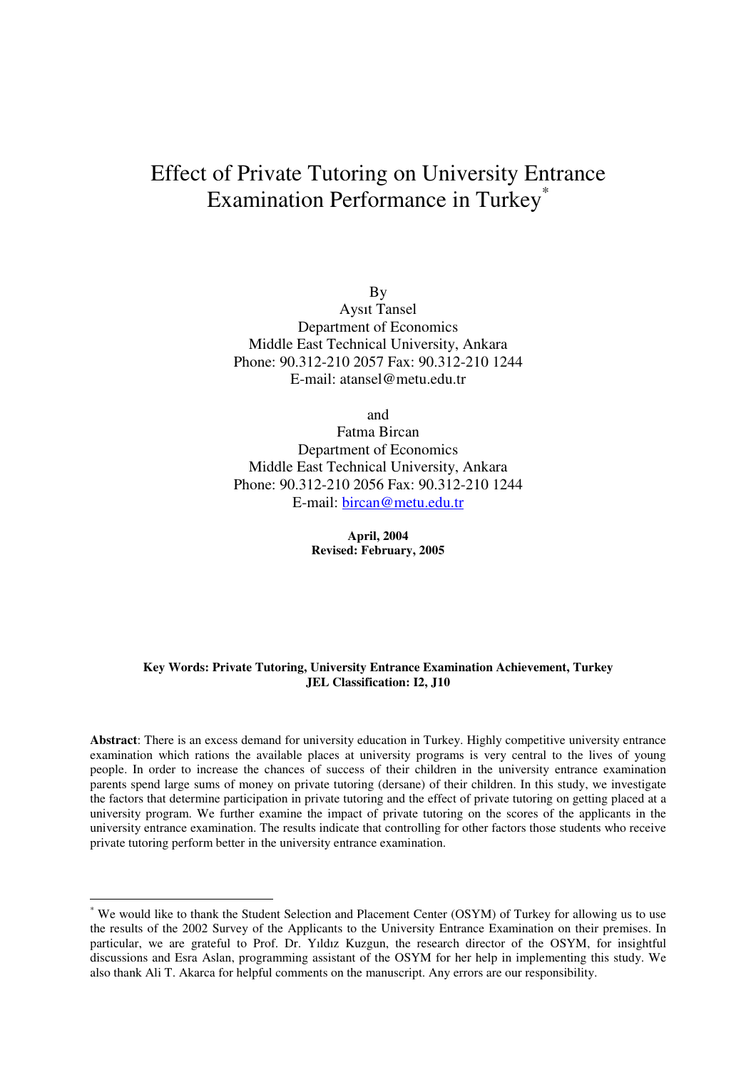# Effect of Private Tutoring on University Entrance Examination Performance in Turkey*

By
Aysıt Tansel
Department of Economics
Middle East Technical University, Ankara
Phone: 90.312-210 2057 Fax: 90.312-210 1244
E-mail: atansel@metu.edu.tr

and

Fatma Bircan
Department of Economics
Middle East Technical University, Ankara
Phone: 90.312-210 2056 Fax: 90.312-210 1244
E-mail: bircan@metu.edu.tr

**April, 2004**
**Revised: February, 2005**

**Key Words: Private Tutoring, University Entrance Examination Achievement, Turkey**
**JEL Classification: I2, J10**

**Abstract**: There is an excess demand for university education in Turkey. Highly competitive university entrance examination which rations the available places at university programs is very central to the lives of young people. In order to increase the chances of success of their children in the university entrance examination parents spend large sums of money on private tutoring (dersane) of their children. In this study, we investigate the factors that determine participation in private tutoring and the effect of private tutoring on getting placed at a university program. We further examine the impact of private tutoring on the scores of the applicants in the university entrance examination. The results indicate that controlling for other factors those students who receive private tutoring perform better in the university entrance examination.

* We would like to thank the Student Selection and Placement Center (OSYM) of Turkey for allowing us to use the results of the 2002 Survey of the Applicants to the University Entrance Examination on their premises. In particular, we are grateful to Prof. Dr. Yıldız Kuzgun, the research director of the OSYM, for insightful discussions and Esra Aslan, programming assistant of the OSYM for her help in implementing this study. We also thank Ali T. Akarca for helpful comments on the manuscript. Any errors are our responsibility.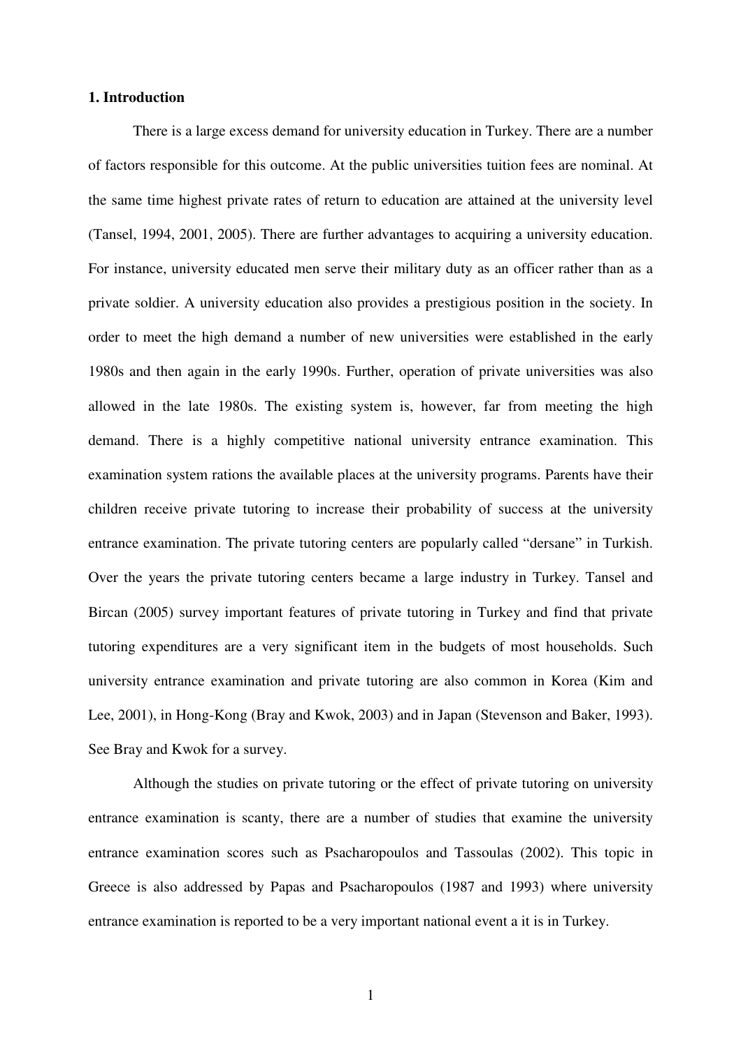## 1. Introduction

There is a large excess demand for university education in Turkey. There are a number of factors responsible for this outcome. At the public universities tuition fees are nominal. At the same time highest private rates of return to education are attained at the university level (Tansel, 1994, 2001, 2005). There are further advantages to acquiring a university education. For instance, university educated men serve their military duty as an officer rather than as a private soldier. A university education also provides a prestigious position in the society. In order to meet the high demand a number of new universities were established in the early 1980s and then again in the early 1990s. Further, operation of private universities was also allowed in the late 1980s. The existing system is, however, far from meeting the high demand. There is a highly competitive national university entrance examination. This examination system rations the available places at the university programs. Parents have their children receive private tutoring to increase their probability of success at the university entrance examination. The private tutoring centers are popularly called "dersane" in Turkish. Over the years the private tutoring centers became a large industry in Turkey. Tansel and Bircan (2005) survey important features of private tutoring in Turkey and find that private tutoring expenditures are a very significant item in the budgets of most households. Such university entrance examination and private tutoring are also common in Korea (Kim and Lee, 2001), in Hong-Kong (Bray and Kwok, 2003) and in Japan (Stevenson and Baker, 1993). See Bray and Kwok for a survey.

Although the studies on private tutoring or the effect of private tutoring on university entrance examination is scanty, there are a number of studies that examine the university entrance examination scores such as Psacharopoulos and Tassoulas (2002). This topic in Greece is also addressed by Papas and Psacharopoulos (1987 and 1993) where university entrance examination is reported to be a very important national event a it is in Turkey.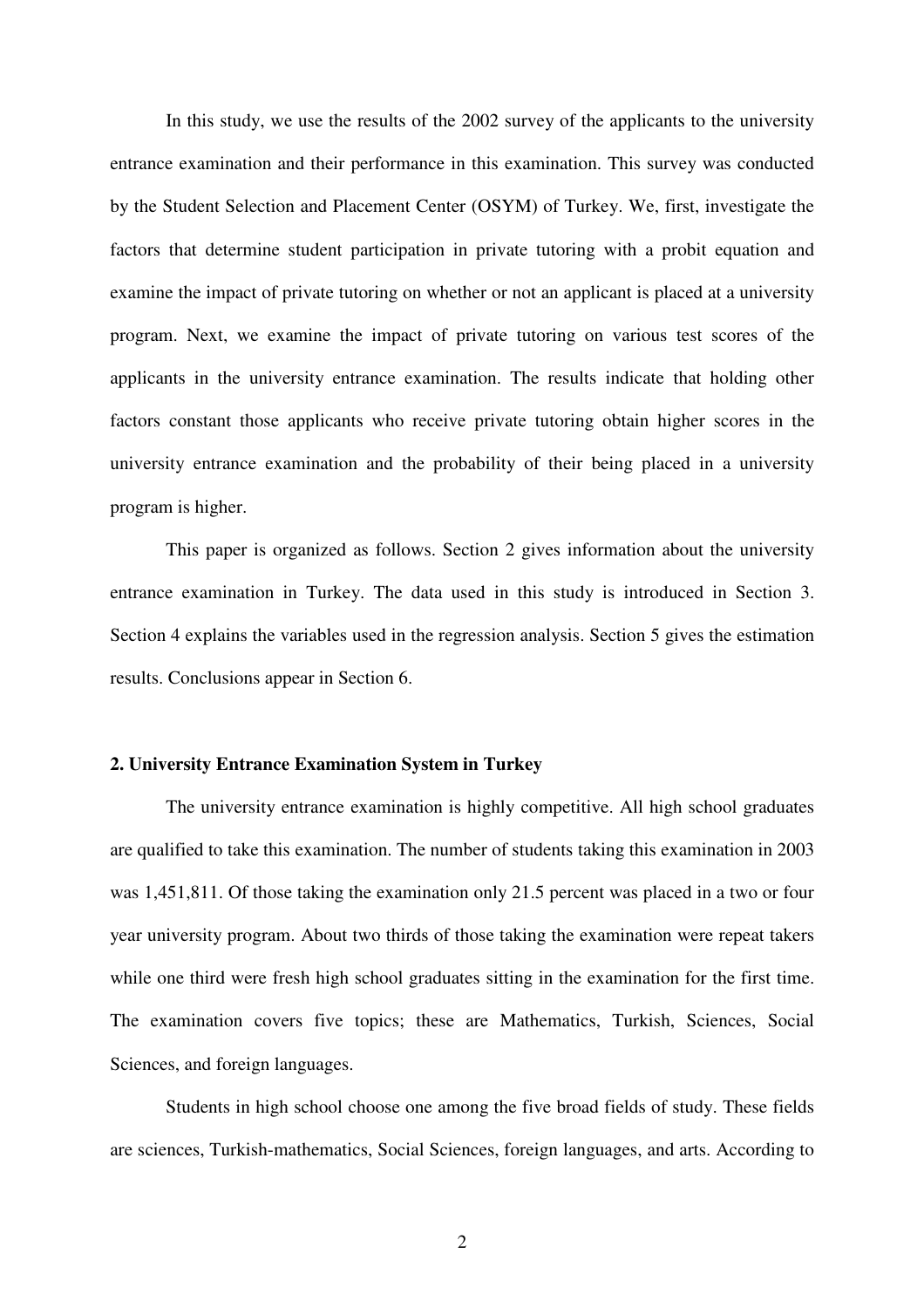In this study, we use the results of the 2002 survey of the applicants to the university entrance examination and their performance in this examination. This survey was conducted by the Student Selection and Placement Center (OSYM) of Turkey. We, first, investigate the factors that determine student participation in private tutoring with a probit equation and examine the impact of private tutoring on whether or not an applicant is placed at a university program. Next, we examine the impact of private tutoring on various test scores of the applicants in the university entrance examination. The results indicate that holding other factors constant those applicants who receive private tutoring obtain higher scores in the university entrance examination and the probability of their being placed in a university program is higher.

This paper is organized as follows. Section 2 gives information about the university entrance examination in Turkey. The data used in this study is introduced in Section 3. Section 4 explains the variables used in the regression analysis. Section 5 gives the estimation results. Conclusions appear in Section 6.

## 2. University Entrance Examination System in Turkey

The university entrance examination is highly competitive. All high school graduates are qualified to take this examination. The number of students taking this examination in 2003 was 1,451,811. Of those taking the examination only 21.5 percent was placed in a two or four year university program. About two thirds of those taking the examination were repeat takers while one third were fresh high school graduates sitting in the examination for the first time. The examination covers five topics; these are Mathematics, Turkish, Sciences, Social Sciences, and foreign languages.

Students in high school choose one among the five broad fields of study. These fields are sciences, Turkish-mathematics, Social Sciences, foreign languages, and arts. According to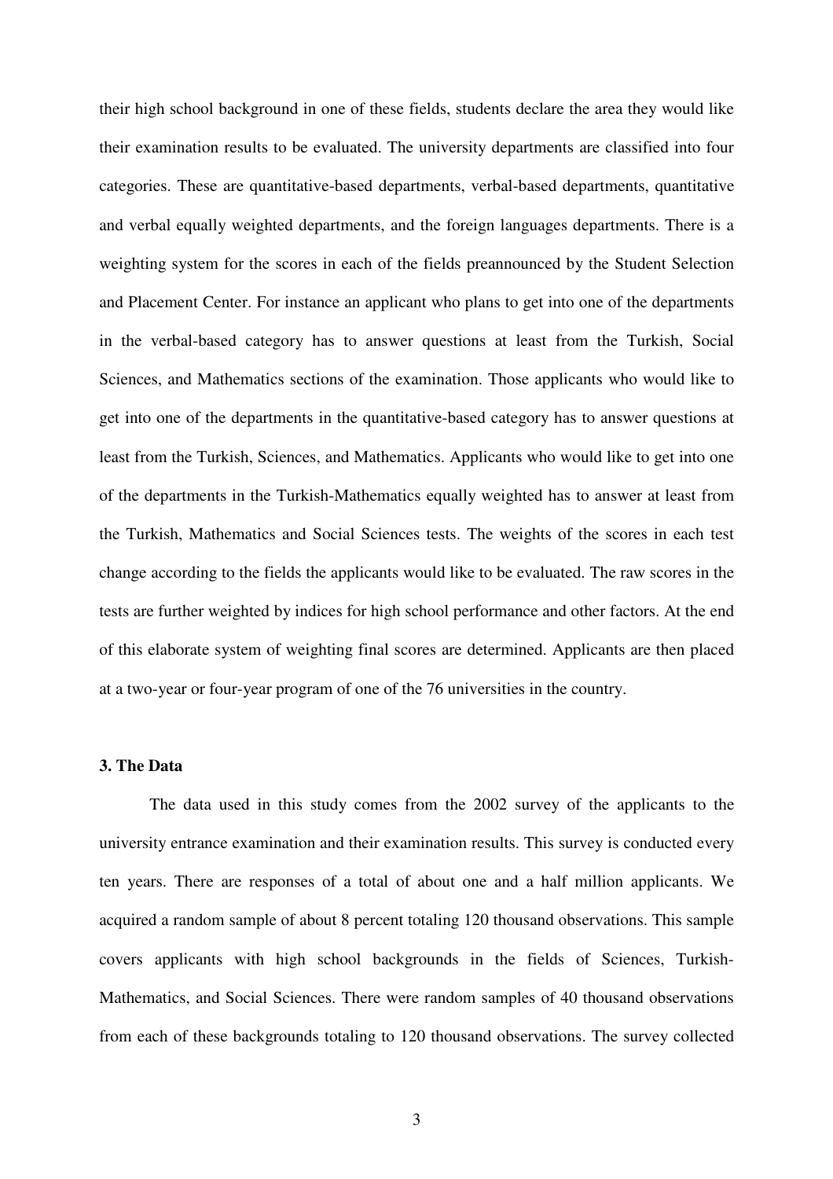their high school background in one of these fields, students declare the area they would like their examination results to be evaluated. The university departments are classified into four categories. These are quantitative-based departments, verbal-based departments, quantitative and verbal equally weighted departments, and the foreign languages departments. There is a weighting system for the scores in each of the fields preannounced by the Student Selection and Placement Center. For instance an applicant who plans to get into one of the departments in the verbal-based category has to answer questions at least from the Turkish, Social Sciences, and Mathematics sections of the examination. Those applicants who would like to get into one of the departments in the quantitative-based category has to answer questions at least from the Turkish, Sciences, and Mathematics. Applicants who would like to get into one of the departments in the Turkish-Mathematics equally weighted has to answer at least from the Turkish, Mathematics and Social Sciences tests. The weights of the scores in each test change according to the fields the applicants would like to be evaluated. The raw scores in the tests are further weighted by indices for high school performance and other factors. At the end of this elaborate system of weighting final scores are determined. Applicants are then placed at a two-year or four-year program of one of the 76 universities in the country.

### 3. The Data

The data used in this study comes from the 2002 survey of the applicants to the university entrance examination and their examination results. This survey is conducted every ten years. There are responses of a total of about one and a half million applicants. We acquired a random sample of about 8 percent totaling 120 thousand observations. This sample covers applicants with high school backgrounds in the fields of Sciences, Turkish-Mathematics, and Social Sciences. There were random samples of 40 thousand observations from each of these backgrounds totaling to 120 thousand observations. The survey collected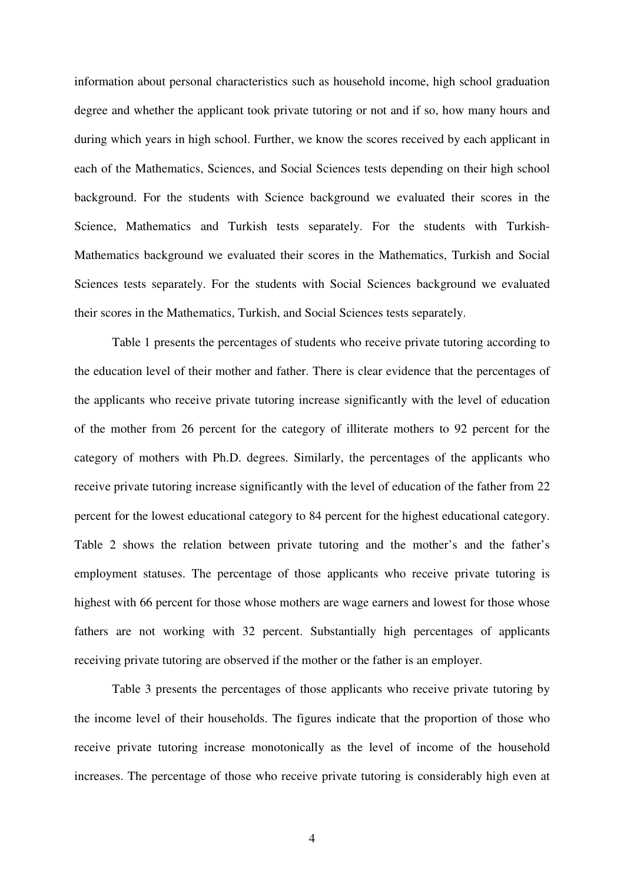information about personal characteristics such as household income, high school graduation degree and whether the applicant took private tutoring or not and if so, how many hours and during which years in high school. Further, we know the scores received by each applicant in each of the Mathematics, Sciences, and Social Sciences tests depending on their high school background. For the students with Science background we evaluated their scores in the Science, Mathematics and Turkish tests separately. For the students with Turkish-Mathematics background we evaluated their scores in the Mathematics, Turkish and Social Sciences tests separately. For the students with Social Sciences background we evaluated their scores in the Mathematics, Turkish, and Social Sciences tests separately.

Table 1 presents the percentages of students who receive private tutoring according to the education level of their mother and father. There is clear evidence that the percentages of the applicants who receive private tutoring increase significantly with the level of education of the mother from 26 percent for the category of illiterate mothers to 92 percent for the category of mothers with Ph.D. degrees. Similarly, the percentages of the applicants who receive private tutoring increase significantly with the level of education of the father from 22 percent for the lowest educational category to 84 percent for the highest educational category. Table 2 shows the relation between private tutoring and the mother's and the father's employment statuses. The percentage of those applicants who receive private tutoring is highest with 66 percent for those whose mothers are wage earners and lowest for those whose fathers are not working with 32 percent. Substantially high percentages of applicants receiving private tutoring are observed if the mother or the father is an employer.

Table 3 presents the percentages of those applicants who receive private tutoring by the income level of their households. The figures indicate that the proportion of those who receive private tutoring increase monotonically as the level of income of the household increases. The percentage of those who receive private tutoring is considerably high even at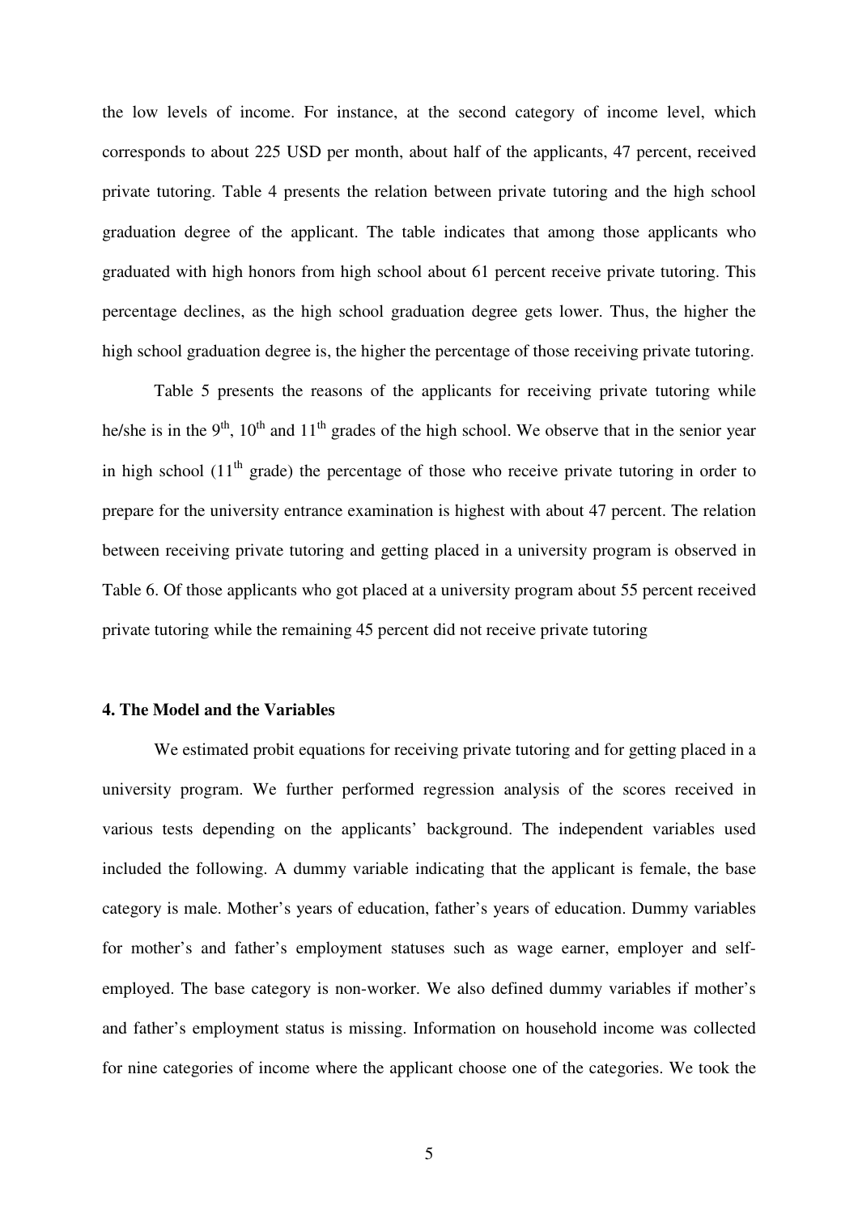the low levels of income. For instance, at the second category of income level, which corresponds to about 225 USD per month, about half of the applicants, 47 percent, received private tutoring. Table 4 presents the relation between private tutoring and the high school graduation degree of the applicant. The table indicates that among those applicants who graduated with high honors from high school about 61 percent receive private tutoring. This percentage declines, as the high school graduation degree gets lower. Thus, the higher the high school graduation degree is, the higher the percentage of those receiving private tutoring.

Table 5 presents the reasons of the applicants for receiving private tutoring while he/she is in the 9th, 10th and 11th grades of the high school. We observe that in the senior year in high school (11th grade) the percentage of those who receive private tutoring in order to prepare for the university entrance examination is highest with about 47 percent. The relation between receiving private tutoring and getting placed in a university program is observed in Table 6. Of those applicants who got placed at a university program about 55 percent received private tutoring while the remaining 45 percent did not receive private tutoring

#### 4. The Model and the Variables

We estimated probit equations for receiving private tutoring and for getting placed in a university program. We further performed regression analysis of the scores received in various tests depending on the applicants' background. The independent variables used included the following. A dummy variable indicating that the applicant is female, the base category is male. Mother's years of education, father's years of education. Dummy variables for mother's and father's employment statuses such as wage earner, employer and self-employed. The base category is non-worker. We also defined dummy variables if mother's and father's employment status is missing. Information on household income was collected for nine categories of income where the applicant choose one of the categories. We took the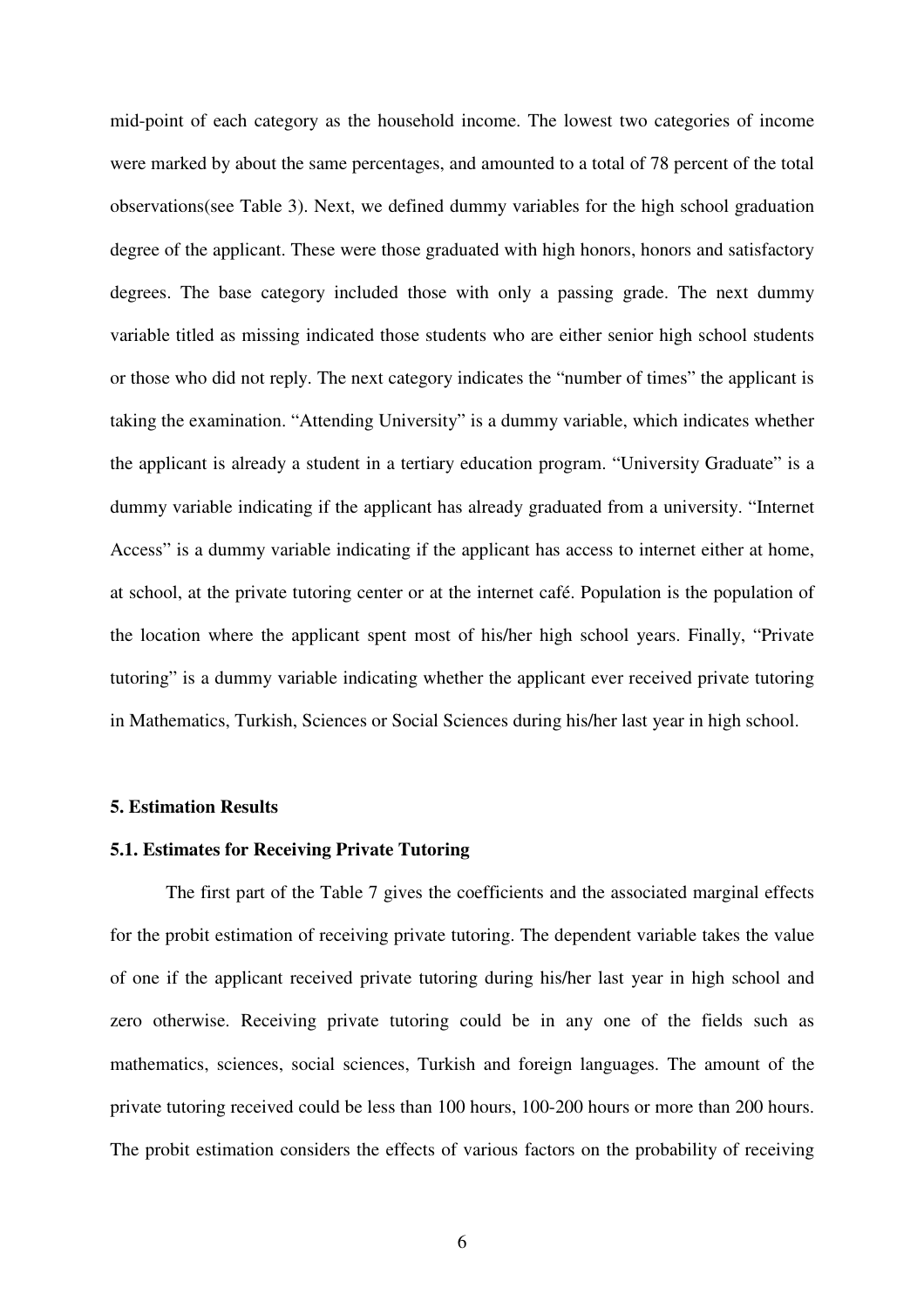mid-point of each category as the household income. The lowest two categories of income were marked by about the same percentages, and amounted to a total of 78 percent of the total observations(see Table 3). Next, we defined dummy variables for the high school graduation degree of the applicant. These were those graduated with high honors, honors and satisfactory degrees. The base category included those with only a passing grade. The next dummy variable titled as missing indicated those students who are either senior high school students or those who did not reply. The next category indicates the "number of times" the applicant is taking the examination. "Attending University" is a dummy variable, which indicates whether the applicant is already a student in a tertiary education program. "University Graduate" is a dummy variable indicating if the applicant has already graduated from a university. "Internet Access" is a dummy variable indicating if the applicant has access to internet either at home, at school, at the private tutoring center or at the internet café. Population is the population of the location where the applicant spent most of his/her high school years. Finally, "Private tutoring" is a dummy variable indicating whether the applicant ever received private tutoring in Mathematics, Turkish, Sciences or Social Sciences during his/her last year in high school.

## 5. Estimation Results

### 5.1. Estimates for Receiving Private Tutoring

The first part of the Table 7 gives the coefficients and the associated marginal effects for the probit estimation of receiving private tutoring. The dependent variable takes the value of one if the applicant received private tutoring during his/her last year in high school and zero otherwise. Receiving private tutoring could be in any one of the fields such as mathematics, sciences, social sciences, Turkish and foreign languages. The amount of the private tutoring received could be less than 100 hours, 100-200 hours or more than 200 hours. The probit estimation considers the effects of various factors on the probability of receiving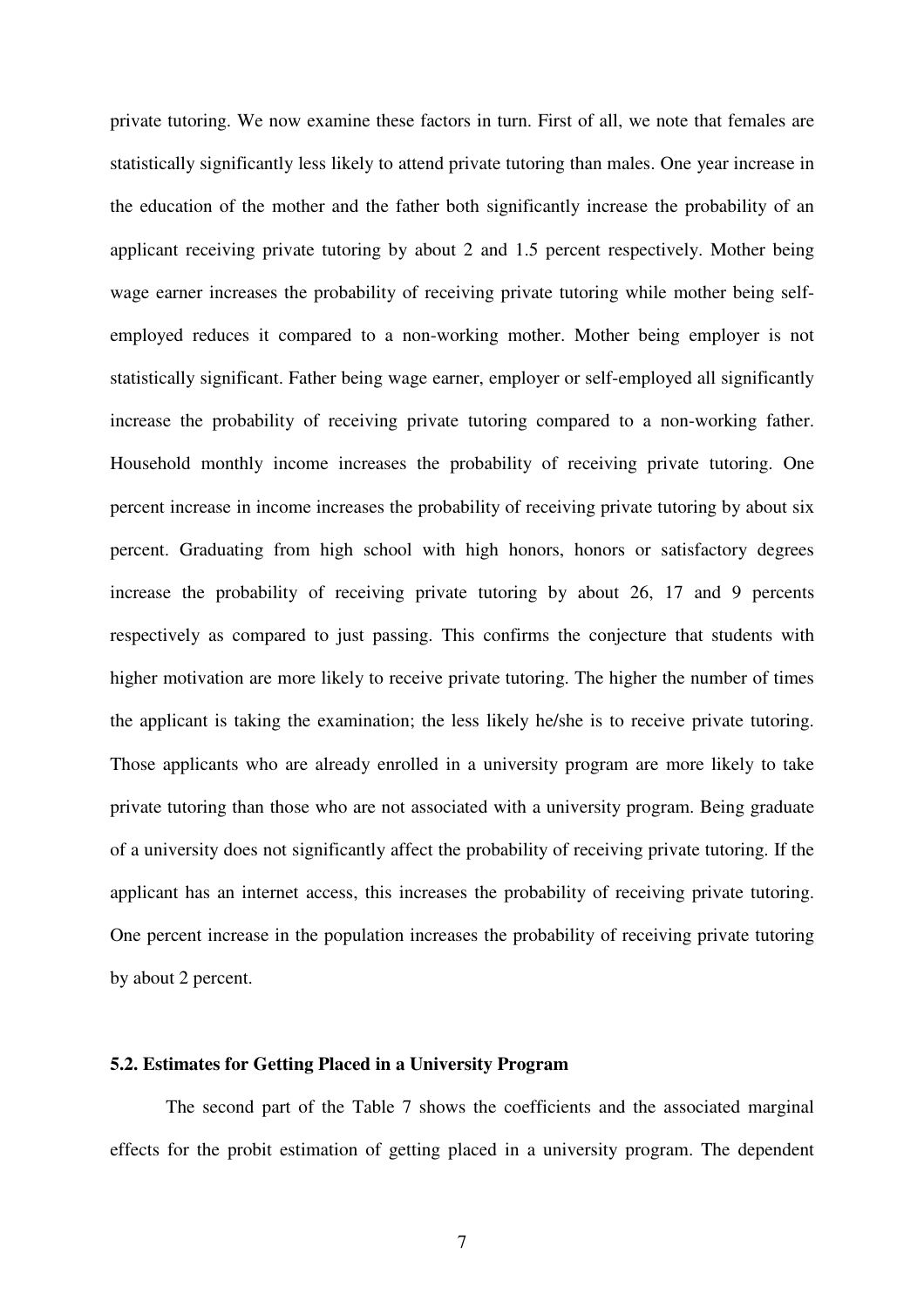private tutoring. We now examine these factors in turn. First of all, we note that females are statistically significantly less likely to attend private tutoring than males. One year increase in the education of the mother and the father both significantly increase the probability of an applicant receiving private tutoring by about 2 and 1.5 percent respectively. Mother being wage earner increases the probability of receiving private tutoring while mother being self-employed reduces it compared to a non-working mother. Mother being employer is not statistically significant. Father being wage earner, employer or self-employed all significantly increase the probability of receiving private tutoring compared to a non-working father. Household monthly income increases the probability of receiving private tutoring. One percent increase in income increases the probability of receiving private tutoring by about six percent. Graduating from high school with high honors, honors or satisfactory degrees increase the probability of receiving private tutoring by about 26, 17 and 9 percents respectively as compared to just passing. This confirms the conjecture that students with higher motivation are more likely to receive private tutoring. The higher the number of times the applicant is taking the examination; the less likely he/she is to receive private tutoring. Those applicants who are already enrolled in a university program are more likely to take private tutoring than those who are not associated with a university program. Being graduate of a university does not significantly affect the probability of receiving private tutoring. If the applicant has an internet access, this increases the probability of receiving private tutoring. One percent increase in the population increases the probability of receiving private tutoring by about 2 percent.

### 5.2. Estimates for Getting Placed in a University Program

The second part of the Table 7 shows the coefficients and the associated marginal effects for the probit estimation of getting placed in a university program. The dependent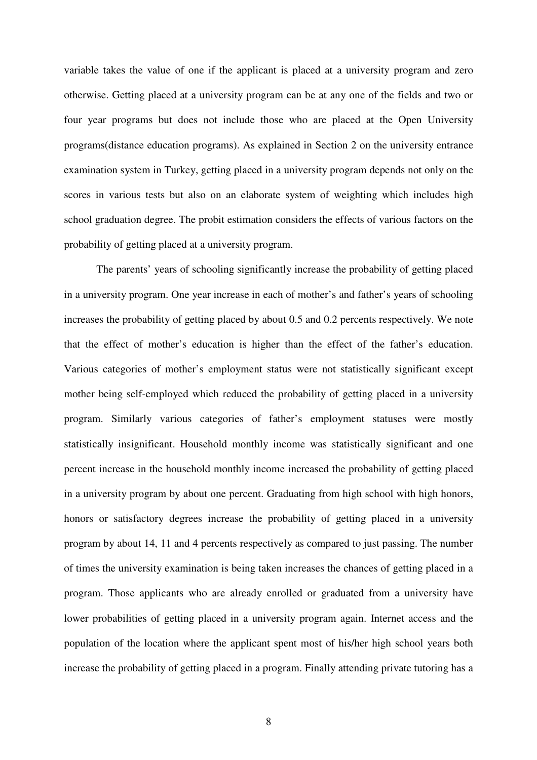variable takes the value of one if the applicant is placed at a university program and zero otherwise. Getting placed at a university program can be at any one of the fields and two or four year programs but does not include those who are placed at the Open University programs(distance education programs). As explained in Section 2 on the university entrance examination system in Turkey, getting placed in a university program depends not only on the scores in various tests but also on an elaborate system of weighting which includes high school graduation degree. The probit estimation considers the effects of various factors on the probability of getting placed at a university program.

The parents' years of schooling significantly increase the probability of getting placed in a university program. One year increase in each of mother's and father's years of schooling increases the probability of getting placed by about 0.5 and 0.2 percents respectively. We note that the effect of mother's education is higher than the effect of the father's education. Various categories of mother's employment status were not statistically significant except mother being self-employed which reduced the probability of getting placed in a university program. Similarly various categories of father's employment statuses were mostly statistically insignificant. Household monthly income was statistically significant and one percent increase in the household monthly income increased the probability of getting placed in a university program by about one percent. Graduating from high school with high honors, honors or satisfactory degrees increase the probability of getting placed in a university program by about 14, 11 and 4 percents respectively as compared to just passing. The number of times the university examination is being taken increases the chances of getting placed in a program. Those applicants who are already enrolled or graduated from a university have lower probabilities of getting placed in a university program again. Internet access and the population of the location where the applicant spent most of his/her high school years both increase the probability of getting placed in a program. Finally attending private tutoring has a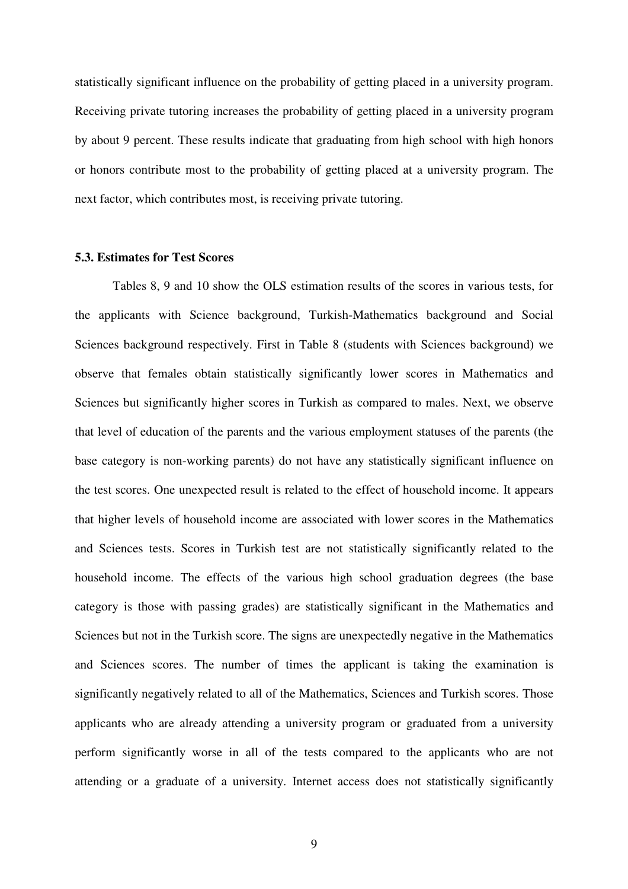statistically significant influence on the probability of getting placed in a university program. Receiving private tutoring increases the probability of getting placed in a university program by about 9 percent. These results indicate that graduating from high school with high honors or honors contribute most to the probability of getting placed at a university program. The next factor, which contributes most, is receiving private tutoring.

### 5.3. Estimates for Test Scores

Tables 8, 9 and 10 show the OLS estimation results of the scores in various tests, for the applicants with Science background, Turkish-Mathematics background and Social Sciences background respectively. First in Table 8 (students with Sciences background) we observe that females obtain statistically significantly lower scores in Mathematics and Sciences but significantly higher scores in Turkish as compared to males. Next, we observe that level of education of the parents and the various employment statuses of the parents (the base category is non-working parents) do not have any statistically significant influence on the test scores. One unexpected result is related to the effect of household income. It appears that higher levels of household income are associated with lower scores in the Mathematics and Sciences tests. Scores in Turkish test are not statistically significantly related to the household income. The effects of the various high school graduation degrees (the base category is those with passing grades) are statistically significant in the Mathematics and Sciences but not in the Turkish score. The signs are unexpectedly negative in the Mathematics and Sciences scores. The number of times the applicant is taking the examination is significantly negatively related to all of the Mathematics, Sciences and Turkish scores. Those applicants who are already attending a university program or graduated from a university perform significantly worse in all of the tests compared to the applicants who are not attending or a graduate of a university. Internet access does not statistically significantly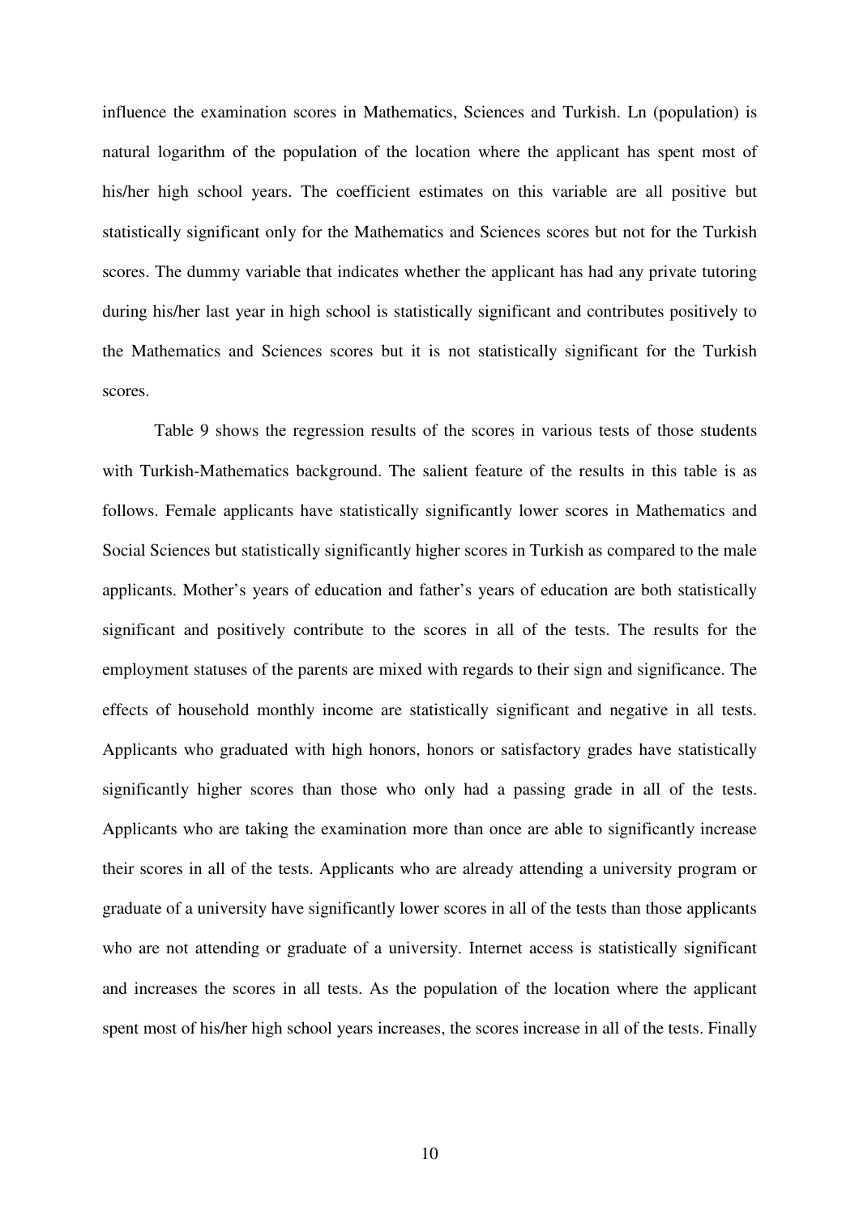influence the examination scores in Mathematics, Sciences and Turkish. Ln (population) is natural logarithm of the population of the location where the applicant has spent most of his/her high school years. The coefficient estimates on this variable are all positive but statistically significant only for the Mathematics and Sciences scores but not for the Turkish scores. The dummy variable that indicates whether the applicant has had any private tutoring during his/her last year in high school is statistically significant and contributes positively to the Mathematics and Sciences scores but it is not statistically significant for the Turkish scores.

Table 9 shows the regression results of the scores in various tests of those students with Turkish-Mathematics background. The salient feature of the results in this table is as follows. Female applicants have statistically significantly lower scores in Mathematics and Social Sciences but statistically significantly higher scores in Turkish as compared to the male applicants. Mother's years of education and father's years of education are both statistically significant and positively contribute to the scores in all of the tests. The results for the employment statuses of the parents are mixed with regards to their sign and significance. The effects of household monthly income are statistically significant and negative in all tests. Applicants who graduated with high honors, honors or satisfactory grades have statistically significantly higher scores than those who only had a passing grade in all of the tests. Applicants who are taking the examination more than once are able to significantly increase their scores in all of the tests. Applicants who are already attending a university program or graduate of a university have significantly lower scores in all of the tests than those applicants who are not attending or graduate of a university. Internet access is statistically significant and increases the scores in all tests. As the population of the location where the applicant spent most of his/her high school years increases, the scores increase in all of the tests. Finally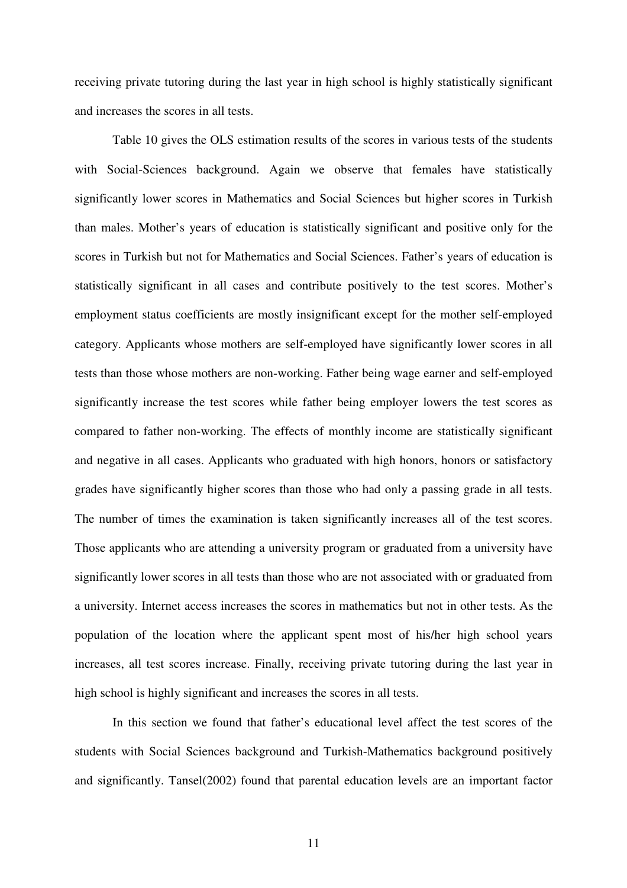receiving private tutoring during the last year in high school is highly statistically significant and increases the scores in all tests.

Table 10 gives the OLS estimation results of the scores in various tests of the students with Social-Sciences background. Again we observe that females have statistically significantly lower scores in Mathematics and Social Sciences but higher scores in Turkish than males. Mother's years of education is statistically significant and positive only for the scores in Turkish but not for Mathematics and Social Sciences. Father's years of education is statistically significant in all cases and contribute positively to the test scores. Mother's employment status coefficients are mostly insignificant except for the mother self-employed category. Applicants whose mothers are self-employed have significantly lower scores in all tests than those whose mothers are non-working. Father being wage earner and self-employed significantly increase the test scores while father being employer lowers the test scores as compared to father non-working. The effects of monthly income are statistically significant and negative in all cases. Applicants who graduated with high honors, honors or satisfactory grades have significantly higher scores than those who had only a passing grade in all tests. The number of times the examination is taken significantly increases all of the test scores. Those applicants who are attending a university program or graduated from a university have significantly lower scores in all tests than those who are not associated with or graduated from a university. Internet access increases the scores in mathematics but not in other tests. As the population of the location where the applicant spent most of his/her high school years increases, all test scores increase. Finally, receiving private tutoring during the last year in high school is highly significant and increases the scores in all tests.

In this section we found that father's educational level affect the test scores of the students with Social Sciences background and Turkish-Mathematics background positively and significantly. Tansel(2002) found that parental education levels are an important factor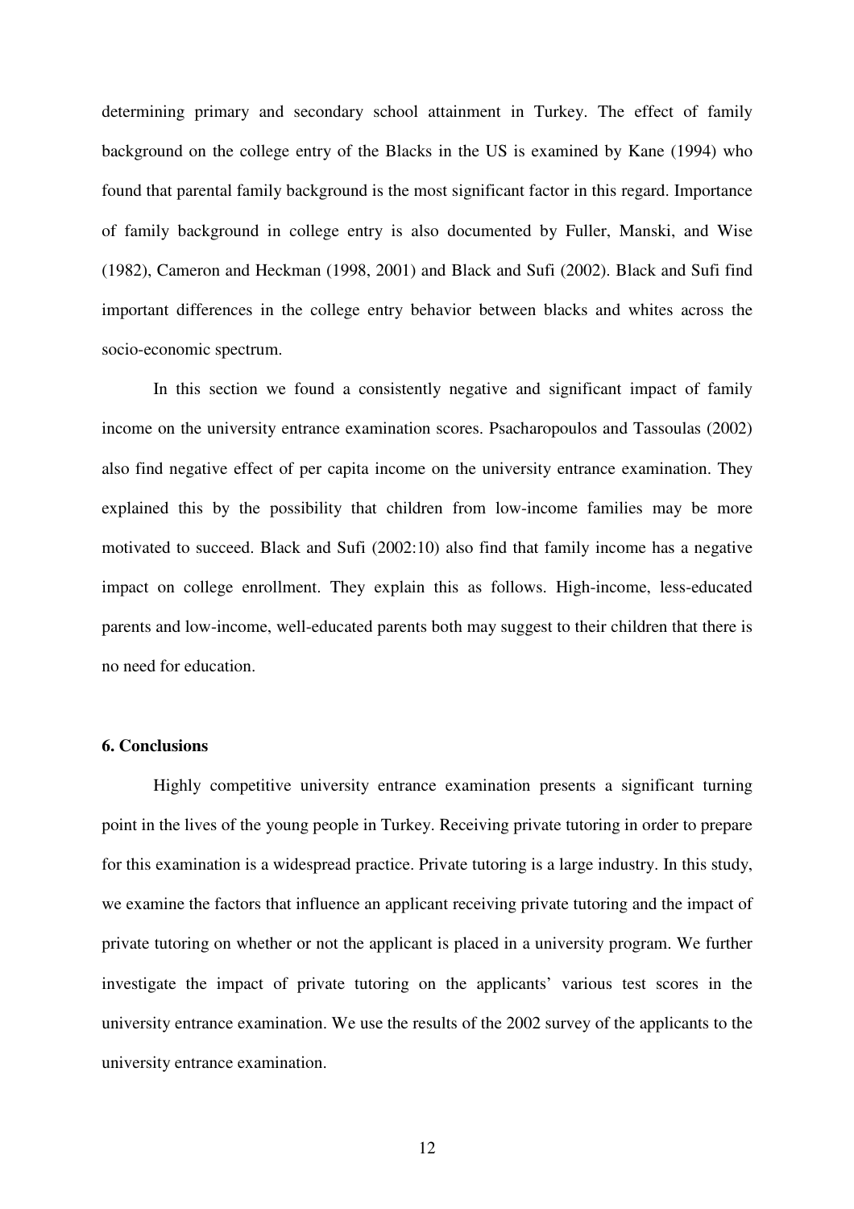determining primary and secondary school attainment in Turkey. The effect of family background on the college entry of the Blacks in the US is examined by Kane (1994) who found that parental family background is the most significant factor in this regard. Importance of family background in college entry is also documented by Fuller, Manski, and Wise (1982), Cameron and Heckman (1998, 2001) and Black and Sufi (2002). Black and Sufi find important differences in the college entry behavior between blacks and whites across the socio-economic spectrum.

In this section we found a consistently negative and significant impact of family income on the university entrance examination scores. Psacharopoulos and Tassoulas (2002) also find negative effect of per capita income on the university entrance examination. They explained this by the possibility that children from low-income families may be more motivated to succeed. Black and Sufi (2002:10) also find that family income has a negative impact on college enrollment. They explain this as follows. High-income, less-educated parents and low-income, well-educated parents both may suggest to their children that there is no need for education.

### 6. Conclusions

Highly competitive university entrance examination presents a significant turning point in the lives of the young people in Turkey. Receiving private tutoring in order to prepare for this examination is a widespread practice. Private tutoring is a large industry. In this study, we examine the factors that influence an applicant receiving private tutoring and the impact of private tutoring on whether or not the applicant is placed in a university program. We further investigate the impact of private tutoring on the applicants' various test scores in the university entrance examination. We use the results of the 2002 survey of the applicants to the university entrance examination.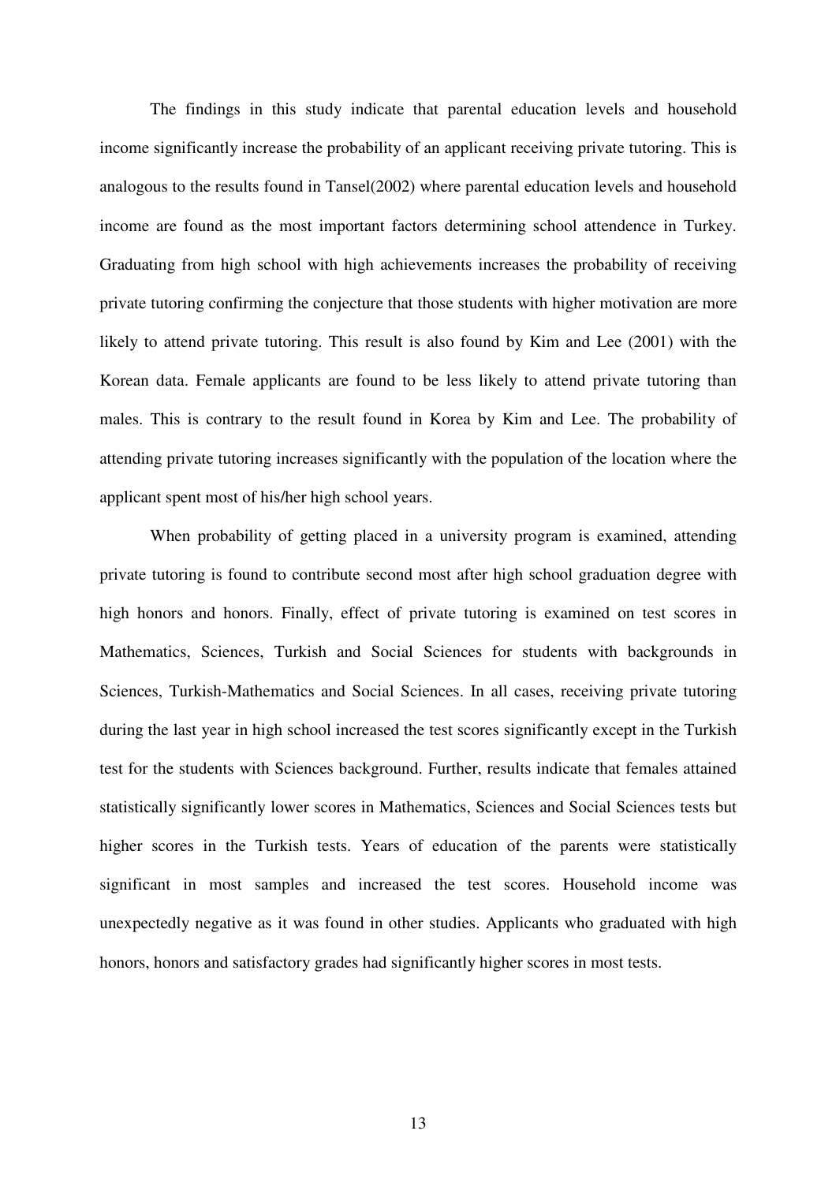The findings in this study indicate that parental education levels and household income significantly increase the probability of an applicant receiving private tutoring. This is analogous to the results found in Tansel(2002) where parental education levels and household income are found as the most important factors determining school attendence in Turkey. Graduating from high school with high achievements increases the probability of receiving private tutoring confirming the conjecture that those students with higher motivation are more likely to attend private tutoring. This result is also found by Kim and Lee (2001) with the Korean data. Female applicants are found to be less likely to attend private tutoring than males. This is contrary to the result found in Korea by Kim and Lee. The probability of attending private tutoring increases significantly with the population of the location where the applicant spent most of his/her high school years.

When probability of getting placed in a university program is examined, attending private tutoring is found to contribute second most after high school graduation degree with high honors and honors. Finally, effect of private tutoring is examined on test scores in Mathematics, Sciences, Turkish and Social Sciences for students with backgrounds in Sciences, Turkish-Mathematics and Social Sciences. In all cases, receiving private tutoring during the last year in high school increased the test scores significantly except in the Turkish test for the students with Sciences background. Further, results indicate that females attained statistically significantly lower scores in Mathematics, Sciences and Social Sciences tests but higher scores in the Turkish tests. Years of education of the parents were statistically significant in most samples and increased the test scores. Household income was unexpectedly negative as it was found in other studies. Applicants who graduated with high honors, honors and satisfactory grades had significantly higher scores in most tests.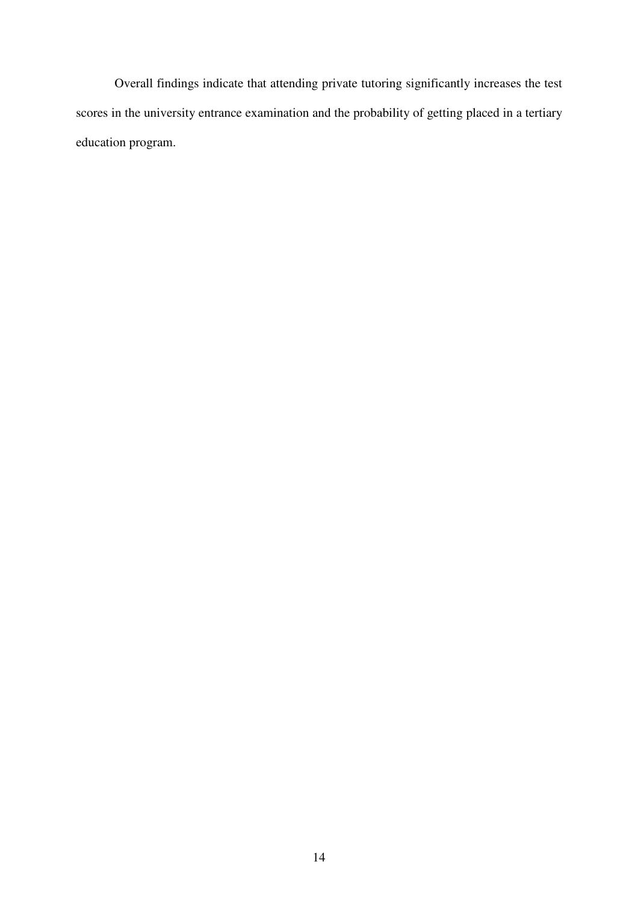Overall findings indicate that attending private tutoring significantly increases the test scores in the university entrance examination and the probability of getting placed in a tertiary education program.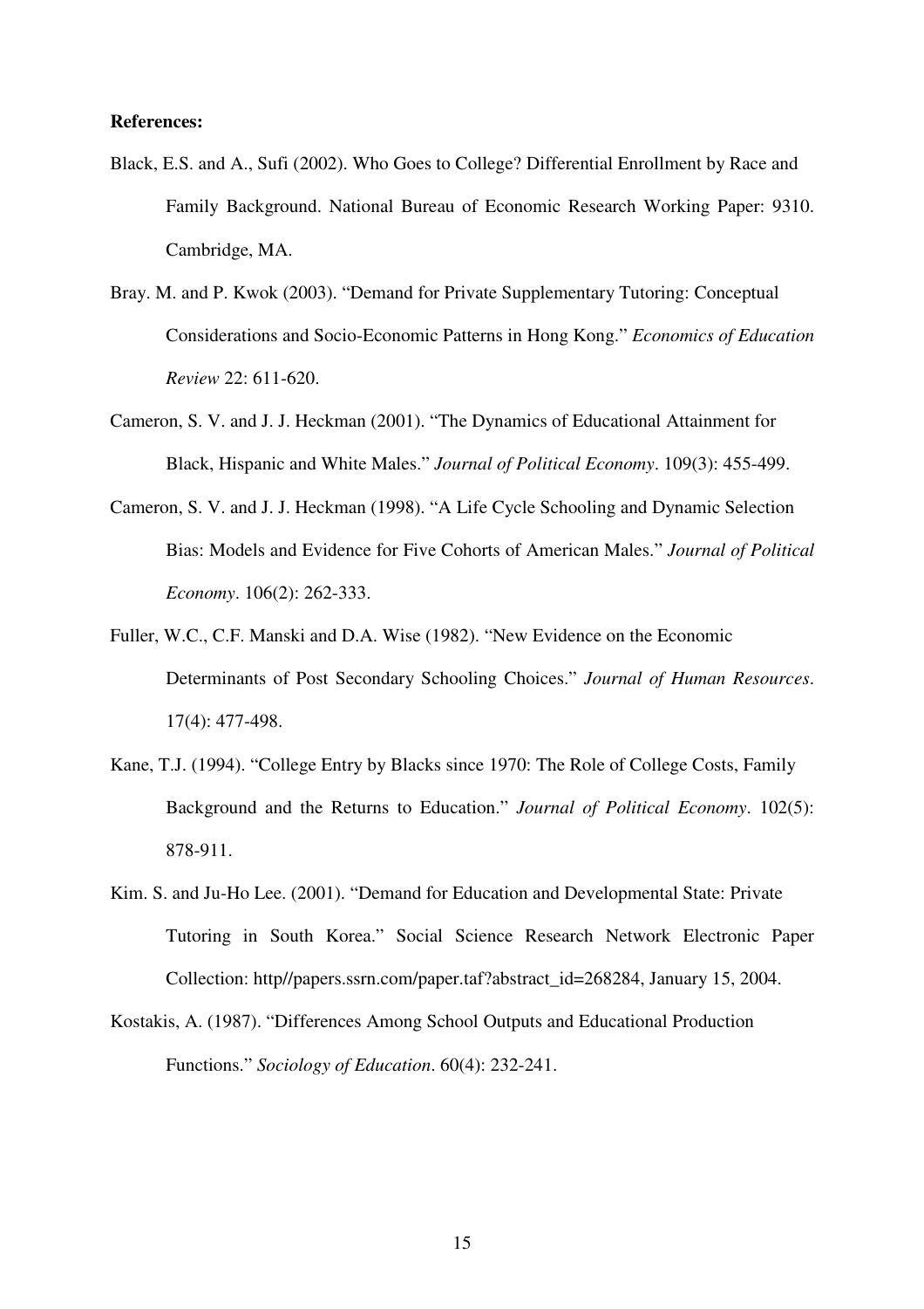**References:**

Black, E.S. and A., Sufi (2002). Who Goes to College? Differential Enrollment by Race and Family Background. National Bureau of Economic Research Working Paper: 9310. Cambridge, MA.

Bray. M. and P. Kwok (2003). "Demand for Private Supplementary Tutoring: Conceptual Considerations and Socio-Economic Patterns in Hong Kong." *Economics of Education Review* 22: 611-620.

Cameron, S. V. and J. J. Heckman (2001). "The Dynamics of Educational Attainment for Black, Hispanic and White Males." *Journal of Political Economy*. 109(3): 455-499.

Cameron, S. V. and J. J. Heckman (1998). "A Life Cycle Schooling and Dynamic Selection Bias: Models and Evidence for Five Cohorts of American Males." *Journal of Political Economy*. 106(2): 262-333.

Fuller, W.C., C.F. Manski and D.A. Wise (1982). "New Evidence on the Economic Determinants of Post Secondary Schooling Choices." *Journal of Human Resources*. 17(4): 477-498.

Kane, T.J. (1994). "College Entry by Blacks since 1970: The Role of College Costs, Family Background and the Returns to Education." *Journal of Political Economy*. 102(5): 878-911.

Kim. S. and Ju-Ho Lee. (2001). "Demand for Education and Developmental State: Private Tutoring in South Korea." Social Science Research Network Electronic Paper Collection: http//papers.ssrn.com/paper.taf?abstract_id=268284, January 15, 2004.

Kostakis, A. (1987). "Differences Among School Outputs and Educational Production Functions." *Sociology of Education*. 60(4): 232-241.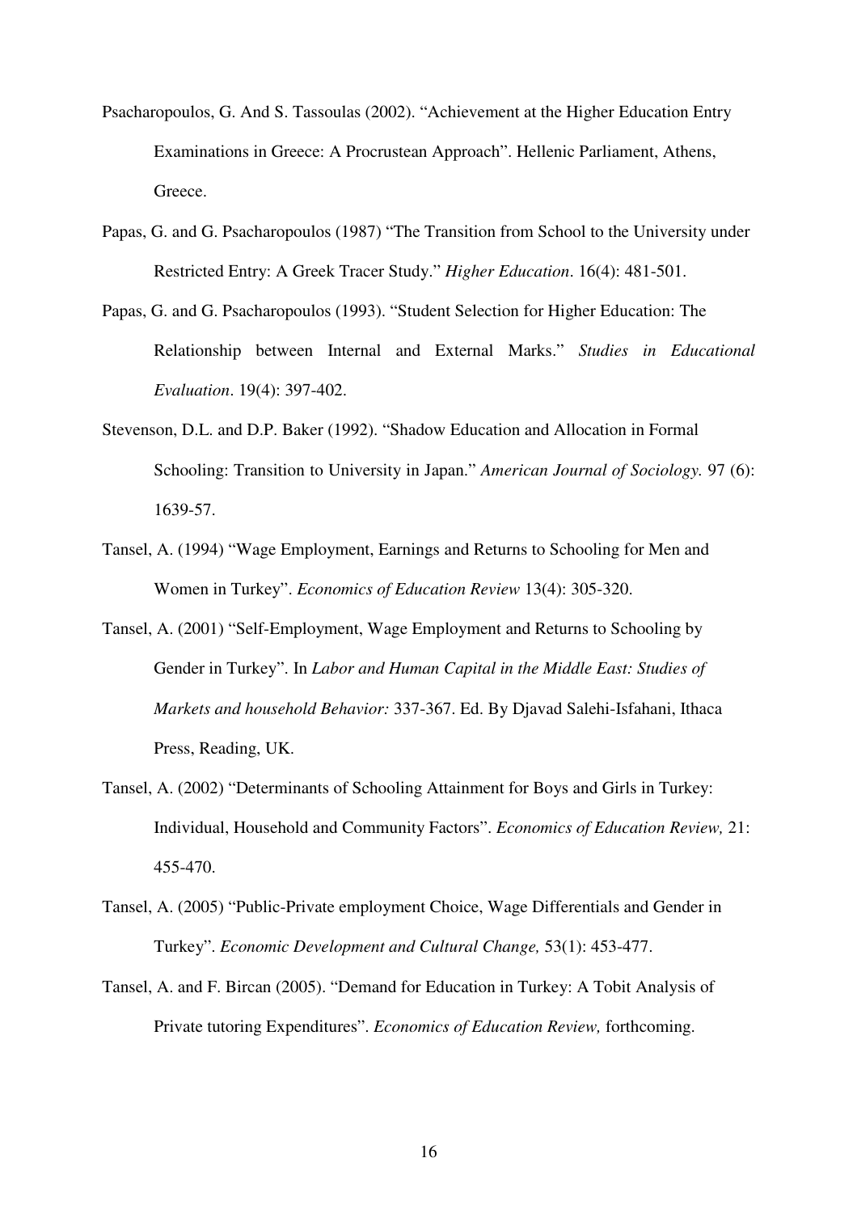Psacharopoulos, G. And S. Tassoulas (2002). "Achievement at the Higher Education Entry Examinations in Greece: A Procrustean Approach". Hellenic Parliament, Athens, Greece.

Papas, G. and G. Psacharopoulos (1987) "The Transition from School to the University under Restricted Entry: A Greek Tracer Study." *Higher Education*. 16(4): 481-501.

Papas, G. and G. Psacharopoulos (1993). "Student Selection for Higher Education: The Relationship between Internal and External Marks." *Studies in Educational Evaluation*. 19(4): 397-402.

Stevenson, D.L. and D.P. Baker (1992). "Shadow Education and Allocation in Formal Schooling: Transition to University in Japan." *American Journal of Sociology.* 97 (6): 1639-57.

Tansel, A. (1994) "Wage Employment, Earnings and Returns to Schooling for Men and Women in Turkey". *Economics of Education Review* 13(4): 305-320.

Tansel, A. (2001) "Self-Employment, Wage Employment and Returns to Schooling by Gender in Turkey". In *Labor and Human Capital in the Middle East: Studies of Markets and household Behavior:* 337-367. Ed. By Djavad Salehi-Isfahani, Ithaca Press, Reading, UK.

Tansel, A. (2002) "Determinants of Schooling Attainment for Boys and Girls in Turkey: Individual, Household and Community Factors". *Economics of Education Review,* 21: 455-470.

Tansel, A. (2005) "Public-Private employment Choice, Wage Differentials and Gender in Turkey". *Economic Development and Cultural Change,* 53(1): 453-477.

Tansel, A. and F. Bircan (2005). "Demand for Education in Turkey: A Tobit Analysis of Private tutoring Expenditures". *Economics of Education Review,* forthcoming.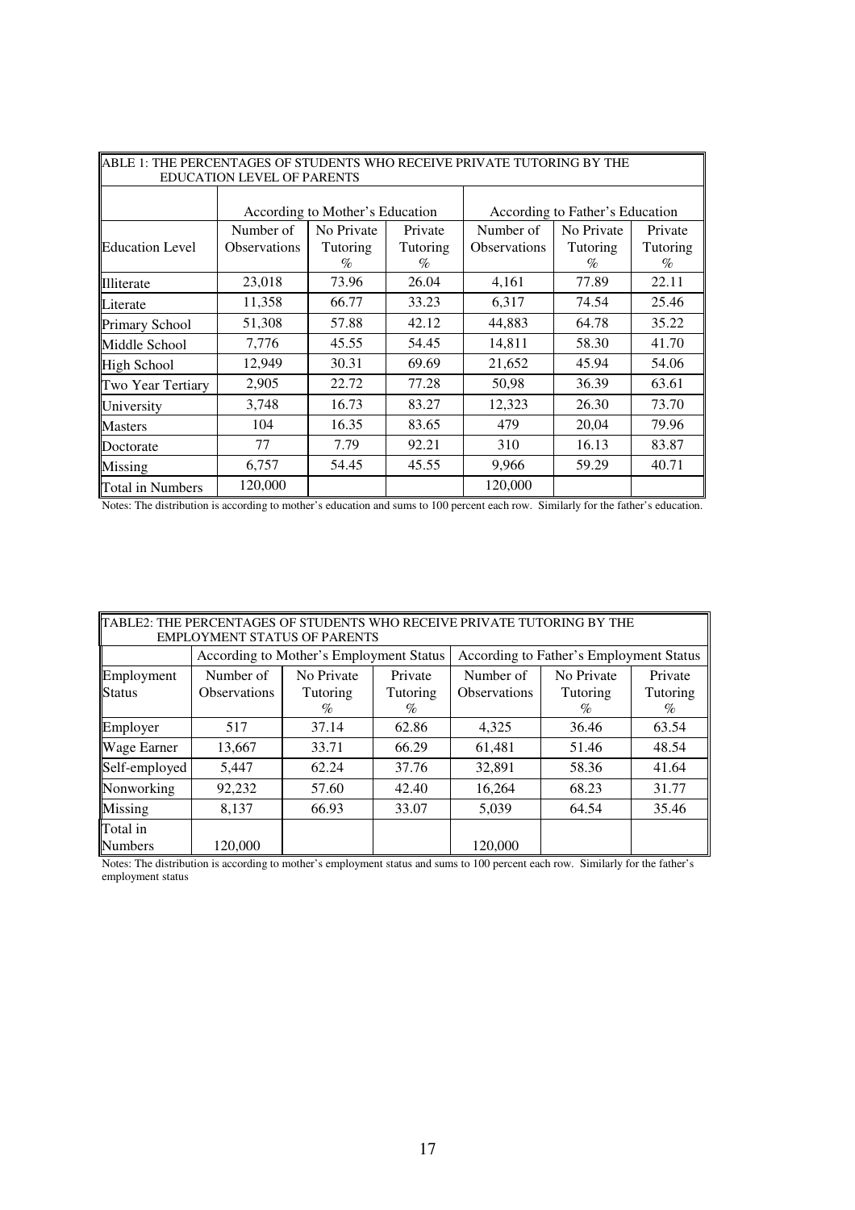ABLE 1: THE PERCENTAGES OF STUDENTS WHO RECEIVE PRIVATE TUTORING BY THE EDUCATION LEVEL OF PARENTS

| | According to Mother's Education | | | According to Father's Education | | |
|---|---|---|---|---|---|---|
| Education Level | Number of Observations | No Private Tutoring % | Private Tutoring % | Number of Observations | No Private Tutoring % | Private Tutoring % |
| Illiterate | 23,018 | 73.96 | 26.04 | 4,161 | 77.89 | 22.11 |
| Literate | 11,358 | 66.77 | 33.23 | 6,317 | 74.54 | 25.46 |
| Primary School | 51,308 | 57.88 | 42.12 | 44,883 | 64.78 | 35.22 |
| Middle School | 7,776 | 45.55 | 54.45 | 14,811 | 58.30 | 41.70 |
| High School | 12,949 | 30.31 | 69.69 | 21,652 | 45.94 | 54.06 |
| Two Year Tertiary | 2,905 | 22.72 | 77.28 | 50,98 | 36.39 | 63.61 |
| University | 3,748 | 16.73 | 83.27 | 12,323 | 26.30 | 73.70 |
| Masters | 104 | 16.35 | 83.65 | 479 | 20,04 | 79.96 |
| Doctorate | 77 | 7.79 | 92.21 | 310 | 16.13 | 83.87 |
| Missing | 6,757 | 54.45 | 45.55 | 9,966 | 59.29 | 40.71 |
| Total in Numbers | 120,000 | | | 120,000 | | |

Notes: The distribution is according to mother's education and sums to 100 percent each row. Similarly for the father's education.

TABLE2: THE PERCENTAGES OF STUDENTS WHO RECEIVE PRIVATE TUTORING BY THE EMPLOYMENT STATUS OF PARENTS

| | According to Mother's Employment Status | | | According to Father's Employment Status | | |
|---|---|---|---|---|---|---|
| Employment Status | Number of Observations | No Private Tutoring % | Private Tutoring % | Number of Observations | No Private Tutoring % | Private Tutoring % |
| Employer | 517 | 37.14 | 62.86 | 4,325 | 36.46 | 63.54 |
| Wage Earner | 13,667 | 33.71 | 66.29 | 61,481 | 51.46 | 48.54 |
| Self-employed | 5,447 | 62.24 | 37.76 | 32,891 | 58.36 | 41.64 |
| Nonworking | 92,232 | 57.60 | 42.40 | 16,264 | 68.23 | 31.77 |
| Missing | 8,137 | 66.93 | 33.07 | 5,039 | 64.54 | 35.46 |
| Total in Numbers | 120,000 | | | 120,000 | | |

Notes: The distribution is according to mother's employment status and sums to 100 percent each row. Similarly for the father's employment status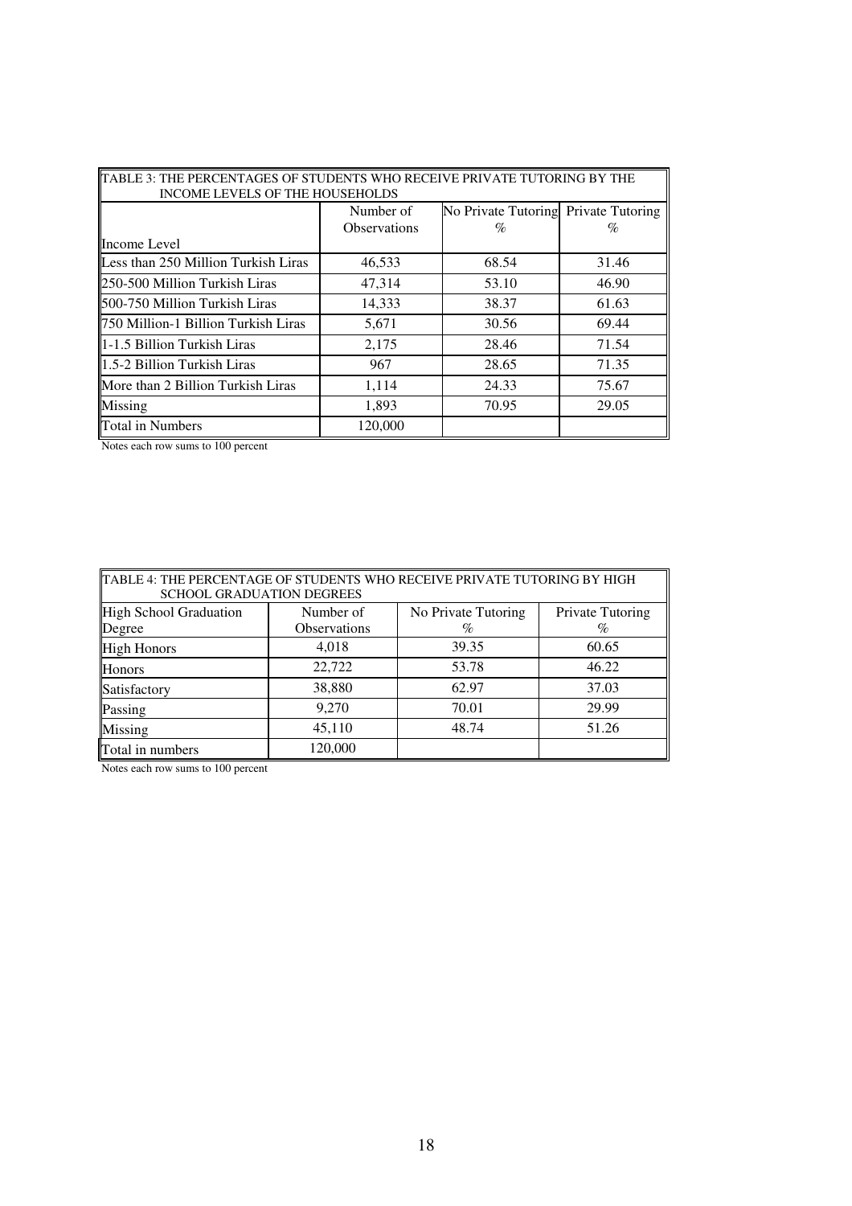TABLE 3: THE PERCENTAGES OF STUDENTS WHO RECEIVE PRIVATE TUTORING BY THE INCOME LEVELS OF THE HOUSEHOLDS

| Income Level | Number of Observations | No Private Tutoring % | Private Tutoring % |
|---|---|---|---|
| Less than 250 Million Turkish Liras | 46,533 | 68.54 | 31.46 |
| 250-500 Million Turkish Liras | 47,314 | 53.10 | 46.90 |
| 500-750 Million Turkish Liras | 14,333 | 38.37 | 61.63 |
| 750 Million-1 Billion Turkish Liras | 5,671 | 30.56 | 69.44 |
| 1-1.5 Billion Turkish Liras | 2,175 | 28.46 | 71.54 |
| 1.5-2 Billion Turkish Liras | 967 | 28.65 | 71.35 |
| More than 2 Billion Turkish Liras | 1,114 | 24.33 | 75.67 |
| Missing | 1,893 | 70.95 | 29.05 |
| Total in Numbers | 120,000 | | |

Notes each row sums to 100 percent

TABLE 4: THE PERCENTAGE OF STUDENTS WHO RECEIVE PRIVATE TUTORING BY HIGH SCHOOL GRADUATION DEGREES

| High School Graduation Degree | Number of Observations | No Private Tutoring % | Private Tutoring % |
|---|---|---|---|
| High Honors | 4,018 | 39.35 | 60.65 |
| Honors | 22,722 | 53.78 | 46.22 |
| Satisfactory | 38,880 | 62.97 | 37.03 |
| Passing | 9,270 | 70.01 | 29.99 |
| Missing | 45,110 | 48.74 | 51.26 |
| Total in numbers | 120,000 | | |

Notes each row sums to 100 percent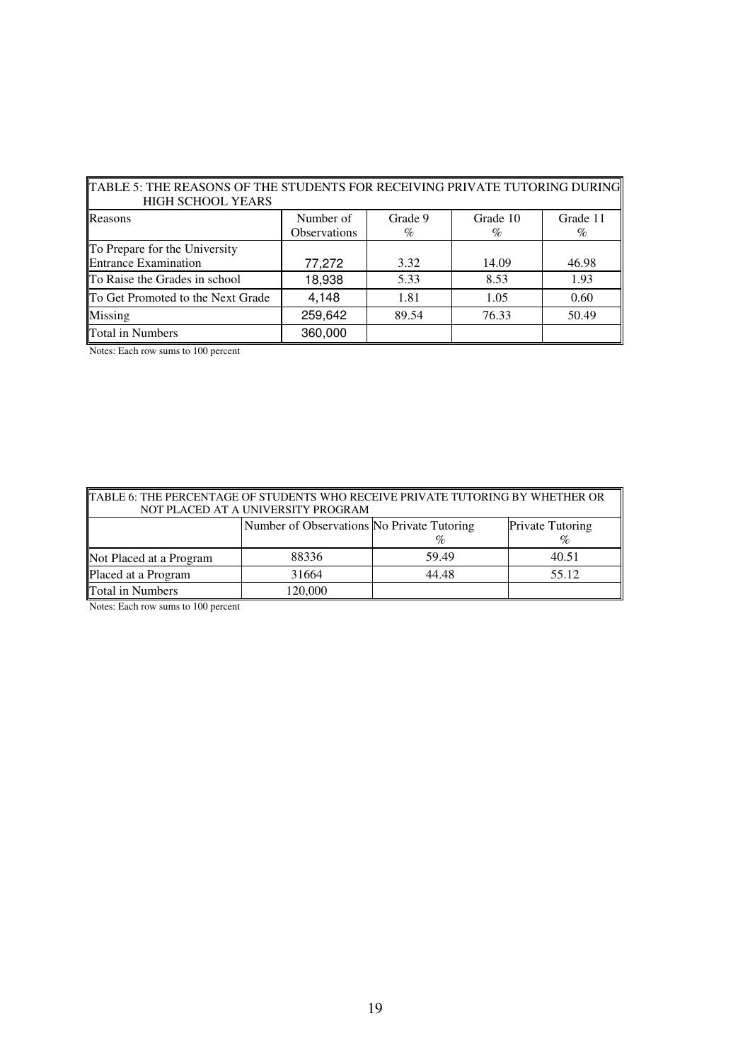| TABLE 5: THE REASONS OF THE STUDENTS FOR RECEIVING PRIVATE TUTORING DURING HIGH SCHOOL YEARS | | | | |
|---|---|---|---|---|
| Reasons | Number of Observations | Grade 9 % | Grade 10 % | Grade 11 % |
| To Prepare for the University Entrance Examination | 77,272 | 3.32 | 14.09 | 46.98 |
| To Raise the Grades in school | 18,938 | 5.33 | 8.53 | 1.93 |
| To Get Promoted to the Next Grade | 4,148 | 1.81 | 1.05 | 0.60 |
| Missing | 259,642 | 89.54 | 76.33 | 50.49 |
| Total in Numbers | 360,000 | | | |

Notes: Each row sums to 100 percent

| TABLE 6: THE PERCENTAGE OF STUDENTS WHO RECEIVE PRIVATE TUTORING BY WHETHER OR NOT PLACED AT A UNIVERSITY PROGRAM | | | |
|---|---|---|---|
| | Number of Observations | No Private Tutoring % | Private Tutoring % |
| Not Placed at a Program | 88336 | 59.49 | 40.51 |
| Placed at a Program | 31664 | 44.48 | 55.12 |
| Total in Numbers | 120,000 | | |

Notes: Each row sums to 100 percent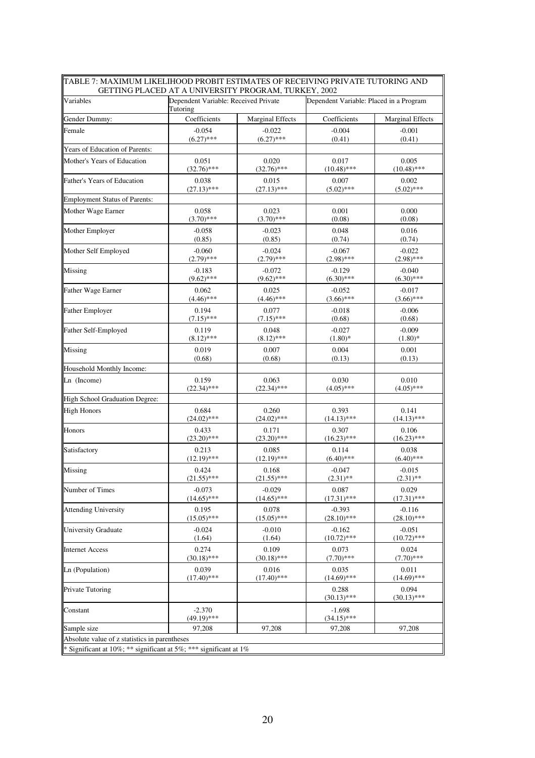TABLE 7: MAXIMUM LIKELIHOOD PROBIT ESTIMATES OF RECEIVING PRIVATE TUTORING AND GETTING PLACED AT A UNIVERSITY PROGRAM, TURKEY, 2002

| Variables | Dependent Variable: Received Private Tutoring | | Dependent Variable: Placed in a Program | |
|---|---|---|---|---|
| Gender Dummy: | Coefficients | Marginal Effects | Coefficients | Marginal Effects |
| Female | -0.054 (6.27)*** | -0.022 (6.27)*** | -0.004 (0.41) | -0.001 (0.41) |
| Years of Education of Parents: | | | | |
| Mother's Years of Education | 0.051 (32.76)*** | 0.020 (32.76)*** | 0.017 (10.48)*** | 0.005 (10.48)*** |
| Father's Years of Education | 0.038 (27.13)*** | 0.015 (27.13)*** | 0.007 (5.02)*** | 0.002 (5.02)*** |
| Employment Status of Parents: | | | | |
| Mother Wage Earner | 0.058 (3.70)*** | 0.023 (3.70)*** | 0.001 (0.08) | 0.000 (0.08) |
| Mother Employer | -0.058 (0.85) | -0.023 (0.85) | 0.048 (0.74) | 0.016 (0.74) |
| Mother Self Employed | -0.060 (2.79)*** | -0.024 (2.79)*** | -0.067 (2.98)*** | -0.022 (2.98)*** |
| Missing | -0.183 (9.62)*** | -0.072 (9.62)*** | -0.129 (6.30)*** | -0.040 (6.30)*** |
| Father Wage Earner | 0.062 (4.46)*** | 0.025 (4.46)*** | -0.052 (3.66)*** | -0.017 (3.66)*** |
| Father Employer | 0.194 (7.15)*** | 0.077 (7.15)*** | -0.018 (0.68) | -0.006 (0.68) |
| Father Self-Employed | 0.119 (8.12)*** | 0.048 (8.12)*** | -0.027 (1.80)* | -0.009 (1.80)* |
| Missing | 0.019 (0.68) | 0.007 (0.68) | 0.004 (0.13) | 0.001 (0.13) |
| Household Monthly Income: | | | | |
| Ln (Income) | 0.159 (22.34)*** | 0.063 (22.34)*** | 0.030 (4.05)*** | 0.010 (4.05)*** |
| High School Graduation Degree: | | | | |
| High Honors | 0.684 (24.02)*** | 0.260 (24.02)*** | 0.393 (14.13)*** | 0.141 (14.13)*** |
| Honors | 0.433 (23.20)*** | 0.171 (23.20)*** | 0.307 (16.23)*** | 0.106 (16.23)*** |
| Satisfactory | 0.213 (12.19)*** | 0.085 (12.19)*** | 0.114 (6.40)*** | 0.038 (6.40)*** |
| Missing | 0.424 (21.55)*** | 0.168 (21.55)*** | -0.047 (2.31)** | -0.015 (2.31)** |
| Number of Times | -0.073 (14.65)*** | -0.029 (14.65)*** | 0.087 (17.31)*** | 0.029 (17.31)*** |
| Attending University | 0.195 (15.05)*** | 0.078 (15.05)*** | -0.393 (28.10)*** | -0.116 (28.10)*** |
| University Graduate | -0.024 (1.64) | -0.010 (1.64) | -0.162 (10.72)*** | -0.051 (10.72)*** |
| Internet Access | 0.274 (30.18)*** | 0.109 (30.18)*** | 0.073 (7.70)*** | 0.024 (7.70)*** |
| Ln (Population) | 0.039 (17.40)*** | 0.016 (17.40)*** | 0.035 (14.69)*** | 0.011 (14.69)*** |
| Private Tutoring | | | 0.288 (30.13)*** | 0.094 (30.13)*** |
| Constant | -2.370 (49.19)*** | | -1.698 (34.15)*** | |
| Sample size | 97,208 | 97,208 | 97,208 | 97,208 |

Absolute value of z statistics in parentheses

* Significant at 10%; ** significant at 5%; *** significant at 1%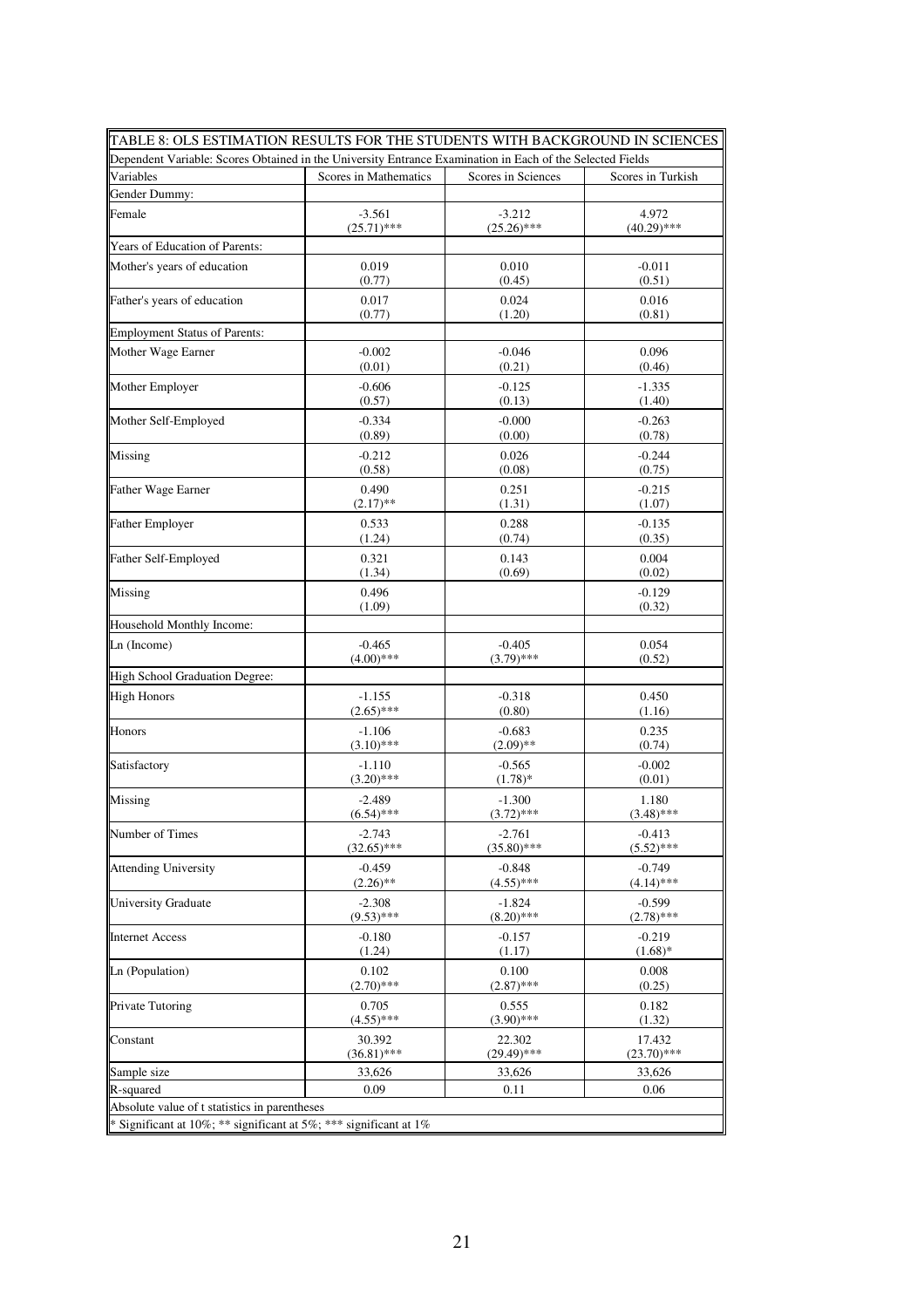TABLE 8: OLS ESTIMATION RESULTS FOR THE STUDENTS WITH BACKGROUND IN SCIENCES

Dependent Variable: Scores Obtained in the University Entrance Examination in Each of the Selected Fields

| Variables | Scores in Mathematics | Scores in Sciences | Scores in Turkish |
|---|---|---|---|
| Gender Dummy: | | | |
| Female | -3.561 (25.71)*** | -3.212 (25.26)*** | 4.972 (40.29)*** |
| Years of Education of Parents: | | | |
| Mother's years of education | 0.019 (0.77) | 0.010 (0.45) | -0.011 (0.51) |
| Father's years of education | 0.017 (0.77) | 0.024 (1.20) | 0.016 (0.81) |
| Employment Status of Parents: | | | |
| Mother Wage Earner | -0.002 (0.01) | -0.046 (0.21) | 0.096 (0.46) |
| Mother Employer | -0.606 (0.57) | -0.125 (0.13) | -1.335 (1.40) |
| Mother Self-Employed | -0.334 (0.89) | -0.000 (0.00) | -0.263 (0.78) |
| Missing | -0.212 (0.58) | 0.026 (0.08) | -0.244 (0.75) |
| Father Wage Earner | 0.490 (2.17)** | 0.251 (1.31) | -0.215 (1.07) |
| Father Employer | 0.533 (1.24) | 0.288 (0.74) | -0.135 (0.35) |
| Father Self-Employed | 0.321 (1.34) | 0.143 (0.69) | 0.004 (0.02) |
| Missing | 0.496 (1.09) | | -0.129 (0.32) |
| Household Monthly Income: | | | |
| Ln (Income) | -0.465 (4.00)*** | -0.405 (3.79)*** | 0.054 (0.52) |
| High School Graduation Degree: | | | |
| High Honors | -1.155 (2.65)*** | -0.318 (0.80) | 0.450 (1.16) |
| Honors | -1.106 (3.10)*** | -0.683 (2.09)** | 0.235 (0.74) |
| Satisfactory | -1.110 (3.20)*** | -0.565 (1.78)* | -0.002 (0.01) |
| Missing | -2.489 (6.54)*** | -1.300 (3.72)*** | 1.180 (3.48)*** |
| Number of Times | -2.743 (32.65)*** | -2.761 (35.80)*** | -0.413 (5.52)*** |
| Attending University | -0.459 (2.26)** | -0.848 (4.55)*** | -0.749 (4.14)*** |
| University Graduate | -2.308 (9.53)*** | -1.824 (8.20)*** | -0.599 (2.78)*** |
| Internet Access | -0.180 (1.24) | -0.157 (1.17) | -0.219 (1.68)* |
| Ln (Population) | 0.102 (2.70)*** | 0.100 (2.87)*** | 0.008 (0.25) |
| Private Tutoring | 0.705 (4.55)*** | 0.555 (3.90)*** | 0.182 (1.32) |
| Constant | 30.392 (36.81)*** | 22.302 (29.49)*** | 17.432 (23.70)*** |
| Sample size | 33,626 | 33,626 | 33,626 |
| R-squared | 0.09 | 0.11 | 0.06 |

Absolute value of t statistics in parentheses

* Significant at 10%; ** significant at 5%; *** significant at 1%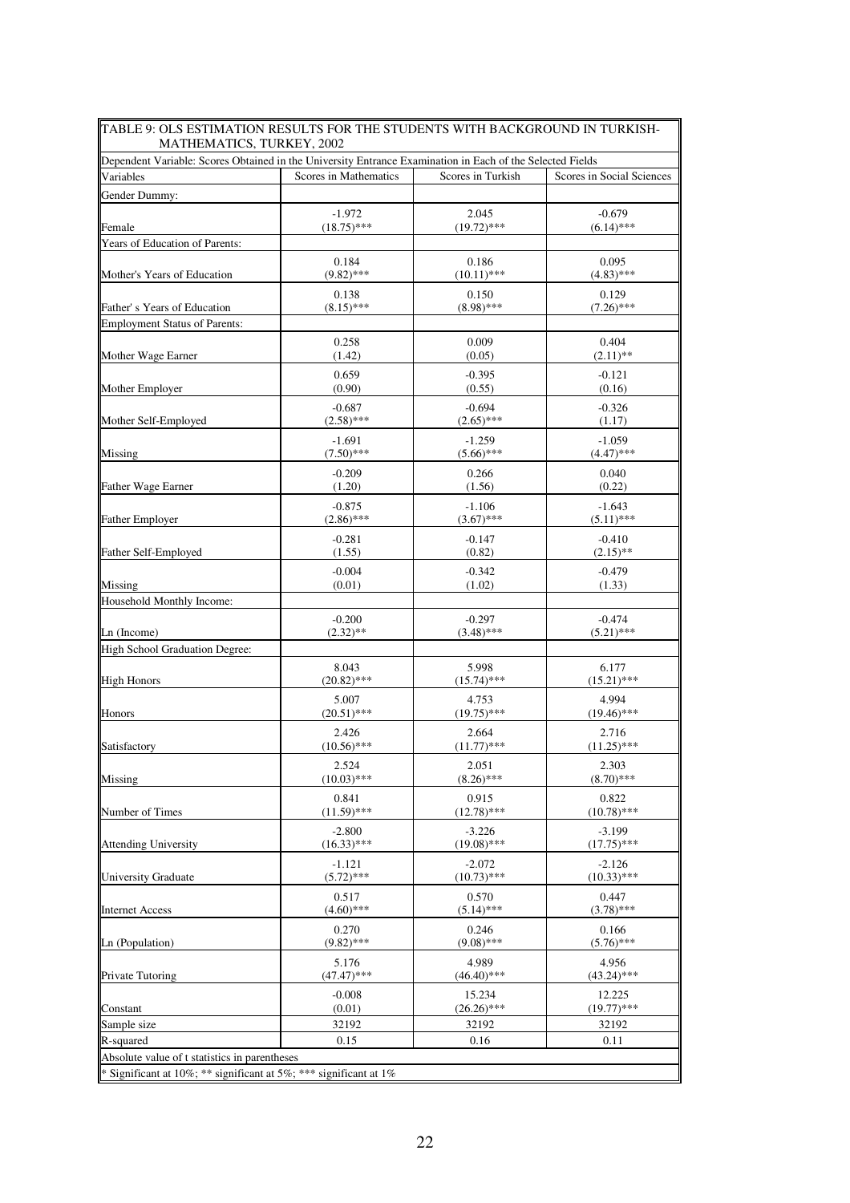TABLE 9: OLS ESTIMATION RESULTS FOR THE STUDENTS WITH BACKGROUND IN TURKISH-MATHEMATICS, TURKEY, 2002

Dependent Variable: Scores Obtained in the University Entrance Examination in Each of the Selected Fields

| Variables | Scores in Mathematics | Scores in Turkish | Scores in Social Sciences |
|---|---|---|---|
| Gender Dummy: | | | |
| Female | -1.972<br>(18.75)*** | 2.045<br>(19.72)*** | -0.679<br>(6.14)*** |
| Years of Education of Parents: | | | |
| Mother's Years of Education | 0.184<br>(9.82)*** | 0.186<br>(10.11)*** | 0.095<br>(4.83)*** |
| Father' s Years of Education | 0.138<br>(8.15)*** | 0.150<br>(8.98)*** | 0.129<br>(7.26)*** |
| Employment Status of Parents: | | | |
| Mother Wage Earner | 0.258<br>(1.42) | 0.009<br>(0.05) | 0.404<br>(2.11)** |
| Mother Employer | 0.659<br>(0.90) | -0.395<br>(0.55) | -0.121<br>(0.16) |
| Mother Self-Employed | -0.687<br>(2.58)*** | -0.694<br>(2.65)*** | -0.326<br>(1.17) |
| Missing | -1.691<br>(7.50)*** | -1.259<br>(5.66)*** | -1.059<br>(4.47)*** |
| Father Wage Earner | -0.209<br>(1.20) | 0.266<br>(1.56) | 0.040<br>(0.22) |
| Father Employer | -0.875<br>(2.86)*** | -1.106<br>(3.67)*** | -1.643<br>(5.11)*** |
| Father Self-Employed | -0.281<br>(1.55) | -0.147<br>(0.82) | -0.410<br>(2.15)** |
| Missing | -0.004<br>(0.01) | -0.342<br>(1.02) | -0.479<br>(1.33) |
| Household Monthly Income: | | | |
| Ln (Income) | -0.200<br>(2.32)** | -0.297<br>(3.48)*** | -0.474<br>(5.21)*** |
| High School Graduation Degree: | | | |
| High Honors | 8.043<br>(20.82)*** | 5.998<br>(15.74)*** | 6.177<br>(15.21)*** |
| Honors | 5.007<br>(20.51)*** | 4.753<br>(19.75)*** | 4.994<br>(19.46)*** |
| Satisfactory | 2.426<br>(10.56)*** | 2.664<br>(11.77)*** | 2.716<br>(11.25)*** |
| Missing | 2.524<br>(10.03)*** | 2.051<br>(8.26)*** | 2.303<br>(8.70)*** |
| Number of Times | 0.841<br>(11.59)*** | 0.915<br>(12.78)*** | 0.822<br>(10.78)*** |
| Attending University | -2.800<br>(16.33)*** | -3.226<br>(19.08)*** | -3.199<br>(17.75)*** |
| University Graduate | -1.121<br>(5.72)*** | -2.072<br>(10.73)*** | -2.126<br>(10.33)*** |
| Internet Access | 0.517<br>(4.60)*** | 0.570<br>(5.14)*** | 0.447<br>(3.78)*** |
| Ln (Population) | 0.270<br>(9.82)*** | 0.246<br>(9.08)*** | 0.166<br>(5.76)*** |
| Private Tutoring | 5.176<br>(47.47)*** | 4.989<br>(46.40)*** | 4.956<br>(43.24)*** |
| Constant | -0.008<br>(0.01) | 15.234<br>(26.26)*** | 12.225<br>(19.77)*** |
| Sample size | 32192 | 32192 | 32192 |
| R-squared | 0.15 | 0.16 | 0.11 |

Absolute value of t statistics in parentheses

* Significant at 10%; ** significant at 5%; *** significant at 1%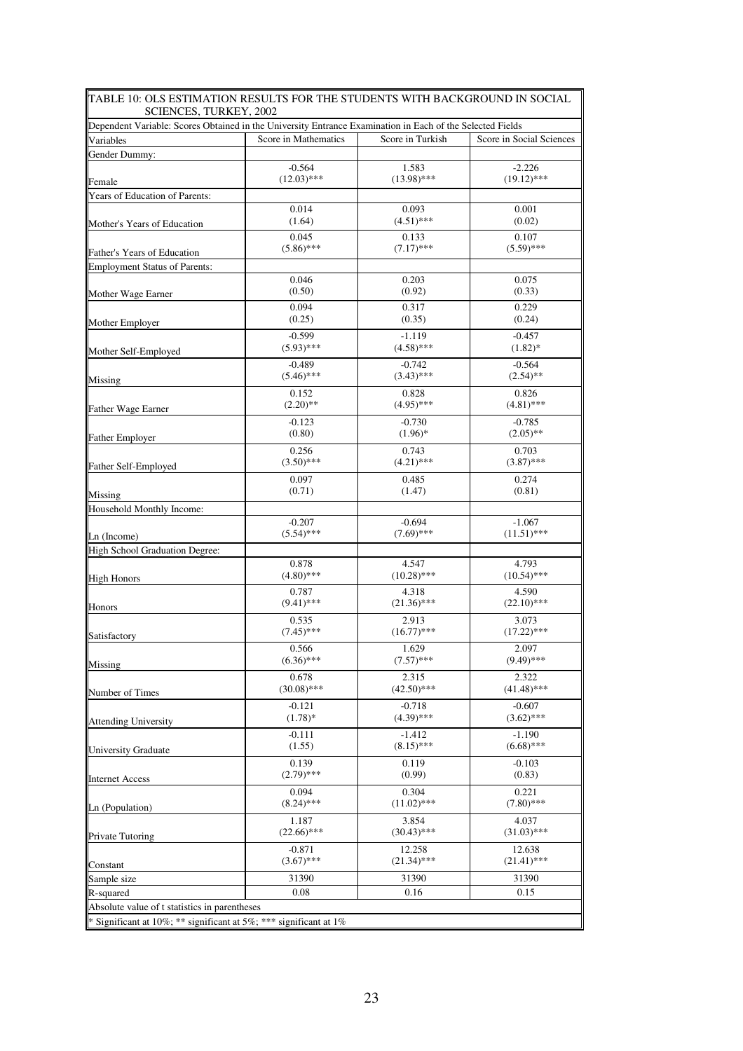TABLE 10: OLS ESTIMATION RESULTS FOR THE STUDENTS WITH BACKGROUND IN SOCIAL SCIENCES, TURKEY, 2002

Dependent Variable: Scores Obtained in the University Entrance Examination in Each of the Selected Fields

| Variables | Score in Mathematics | Score in Turkish | Score in Social Sciences |
|---|---|---|---|
| Gender Dummy: | | | |
| Female | -0.564<br>(12.03)*** | 1.583<br>(13.98)*** | -2.226<br>(19.12)*** |
| Years of Education of Parents: | | | |
| Mother's Years of Education | 0.014<br>(1.64) | 0.093<br>(4.51)*** | 0.001<br>(0.02) |
| Father's Years of Education | 0.045<br>(5.86)*** | 0.133<br>(7.17)*** | 0.107<br>(5.59)*** |
| Employment Status of Parents: | | | |
| Mother Wage Earner | 0.046<br>(0.50) | 0.203<br>(0.92) | 0.075<br>(0.33) |
| Mother Employer | 0.094<br>(0.25) | 0.317<br>(0.35) | 0.229<br>(0.24) |
| Mother Self-Employed | -0.599<br>(5.93)*** | -1.119<br>(4.58)*** | -0.457<br>(1.82)* |
| Missing | -0.489<br>(5.46)*** | -0.742<br>(3.43)*** | -0.564<br>(2.54)** |
| Father Wage Earner | 0.152<br>(2.20)** | 0.828<br>(4.95)*** | 0.826<br>(4.81)*** |
| Father Employer | -0.123<br>(0.80) | -0.730<br>(1.96)* | -0.785<br>(2.05)** |
| Father Self-Employed | 0.256<br>(3.50)*** | 0.743<br>(4.21)*** | 0.703<br>(3.87)*** |
| Missing | 0.097<br>(0.71) | 0.485<br>(1.47) | 0.274<br>(0.81) |
| Household Monthly Income: | | | |
| Ln (Income) | -0.207<br>(5.54)*** | -0.694<br>(7.69)*** | -1.067<br>(11.51)*** |
| High School Graduation Degree: | | | |
| High Honors | 0.878<br>(4.80)*** | 4.547<br>(10.28)*** | 4.793<br>(10.54)*** |
| Honors | 0.787<br>(9.41)*** | 4.318<br>(21.36)*** | 4.590<br>(22.10)*** |
| Satisfactory | 0.535<br>(7.45)*** | 2.913<br>(16.77)*** | 3.073<br>(17.22)*** |
| Missing | 0.566<br>(6.36)*** | 1.629<br>(7.57)*** | 2.097<br>(9.49)*** |
| Number of Times | 0.678<br>(30.08)*** | 2.315<br>(42.50)*** | 2.322<br>(41.48)*** |
| Attending University | -0.121<br>(1.78)* | -0.718<br>(4.39)*** | -0.607<br>(3.62)*** |
| University Graduate | -0.111<br>(1.55) | -1.412<br>(8.15)*** | -1.190<br>(6.68)*** |
| Internet Access | 0.139<br>(2.79)*** | 0.119<br>(0.99) | -0.103<br>(0.83) |
| Ln (Population) | 0.094<br>(8.24)*** | 0.304<br>(11.02)*** | 0.221<br>(7.80)*** |
| Private Tutoring | 1.187<br>(22.66)*** | 3.854<br>(30.43)*** | 4.037<br>(31.03)*** |
| Constant | -0.871<br>(3.67)*** | 12.258<br>(21.34)*** | 12.638<br>(21.41)*** |
| Sample size | 31390 | 31390 | 31390 |
| R-squared | 0.08 | 0.16 | 0.15 |

Absolute value of t statistics in parentheses

* Significant at 10%; ** significant at 5%; *** significant at 1%